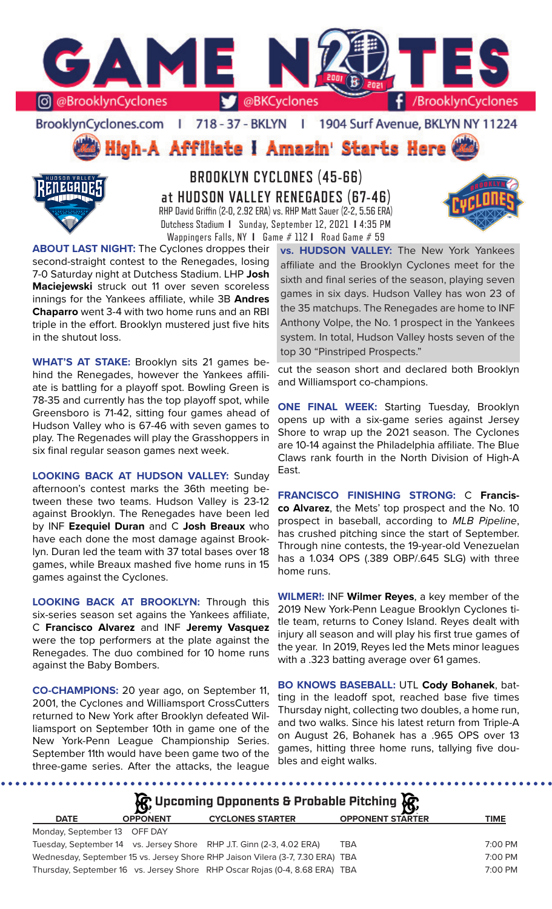# GAME NOTES

@BrooklynCyclones | @BKCyclones | /BrooklynCyclones

BrooklynCyclones.com | 718 - 37 - BKLYN | 1904 Surf Avenue, BKLYN NY 11224

**High-A Affiliate I Amazin' Starts Here**

## BROOKLYN CYCLONES (45-66)
## at HUDSON VALLEY RENEGADES (67-46)

RHP David Griffin (2-0, 2.92 ERA) vs. RHP Matt Sauer (2-2, 5.56 ERA)
Dutchess Stadium I Sunday, September 12, 2021 I 4:35 PM
Wappingers Falls, NY I Game # 112 I Road Game # 59

**ABOUT LAST NIGHT:** The Cyclones droppes their second-straight contest to the Renegades, losing 7-0 Saturday night at Dutchess Stadium. LHP **Josh Maciejewski** struck out 11 over seven scoreless innings for the Yankees affiliate, while 3B **Andres Chaparro** went 3-4 with two home runs and an RBI triple in the effort. Brooklyn mustered just five hits in the shutout loss.

**WHAT'S AT STAKE:** Brooklyn sits 21 games behind the Renegades, however the Yankees affiliate is battling for a playoff spot. Bowling Green is 78-35 and currently has the top playoff spot, while Greensboro is 71-42, sitting four games ahead of Hudson Valley who is 67-46 with seven games to play. The Regenades will play the Grasshoppers in six final regular season games next week.

**LOOKING BACK AT HUDSON VALLEY:** Sunday afternoon's contest marks the 36th meeting between these two teams. Hudson Valley is 23-12 against Brooklyn. The Renegades have been led by INF **Ezequiel Duran** and C **Josh Breaux** who have each done the most damage against Brooklyn. Duran led the team with 37 total bases over 18 games, while Breaux mashed five home runs in 15 games against the Cyclones.

**LOOKING BACK AT BROOKLYN:** Through this six-series season set agains the Yankees affiliate, C **Francisco Alvarez** and INF **Jeremy Vasquez** were the top performers at the plate against the Renegades. The duo combined for 10 home runs against the Baby Bombers.

**CO-CHAMPIONS:** 20 year ago, on September 11, 2001, the Cyclones and Williamsport CrossCutters returned to New York after Brooklyn defeated Williamsport on September 10th in game one of the New York-Penn League Championship Series. September 11th would have been game two of the three-game series. After the attacks, the league cut the season short and declared both Brooklyn and Williamsport co-champions.

**vs. HUDSON VALLEY:** The New York Yankees affiliate and the Brooklyn Cyclones meet for the sixth and final series of the season, playing seven games in six days. Hudson Valley has won 23 of the 35 matchups. The Renegades are home to INF Anthony Volpe, the No. 1 prospect in the Yankees system. In total, Hudson Valley hosts seven of the top 30 "Pinstriped Prospects."

**ONE FINAL WEEK:** Starting Tuesday, Brooklyn opens up with a six-game series against Jersey Shore to wrap up the 2021 season. The Cyclones are 10-14 against the Philadelphia affiliate. The Blue Claws rank fourth in the North Division of High-A East.

**FRANCISCO FINISHING STRONG:** C **Francisco Alvarez**, the Mets' top prospect and the No. 10 prospect in baseball, according to *MLB Pipeline*, has crushed pitching since the start of September. Through nine contests, the 19-year-old Venezuelan has a 1.034 OPS (.389 OBP/.645 SLG) with three home runs.

**WILMER!:** INF **Wilmer Reyes**, a key member of the 2019 New York-Penn League Brooklyn Cyclones title team, returns to Coney Island. Reyes dealt with injury all season and will play his first true games of the year. In 2019, Reyes led the Mets minor leagues with a .323 batting average over 61 games.

**BO KNOWS BASEBALL:** UTL **Cody Bohanek**, batting in the leadoff spot, reached base five times Thursday night, collecting two doubles, a home run, and two walks. Since his latest return from Triple-A on August 26, Bohanek has a .965 OPS over 13 games, hitting three home runs, tallying five doubles and eight walks.

### Upcoming Opponents & Probable Pitching

| DATE | OPPONENT | CYCLONES STARTER | OPPONENT STARTER | TIME |
|---|---|---|---|---|
| Monday, September 13 | OFF DAY | | | |
| Tuesday, September 14 | vs. Jersey Shore | RHP J.T. Ginn (2-3, 4.02 ERA) | TBA | 7:00 PM |
| Wednesday, September 15 | vs. Jersey Shore | RHP Jaison Vilera (3-7, 7.30 ERA) | TBA | 7:00 PM |
| Thursday, September 16 | vs. Jersey Shore | RHP Oscar Rojas (0-4, 8.68 ERA) | TBA | 7:00 PM |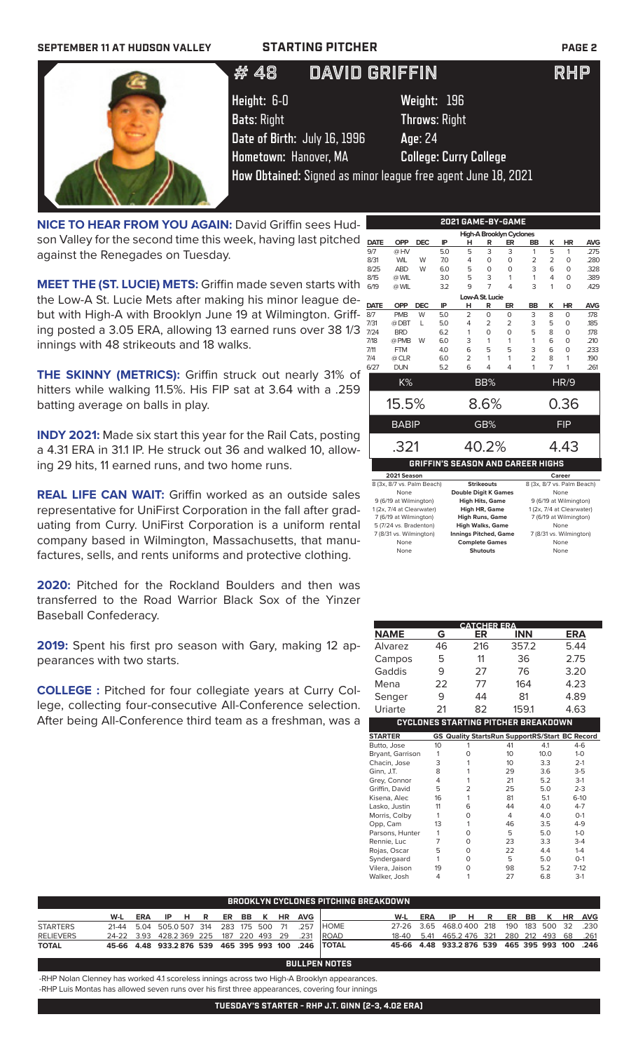SEPTEMBER 11 AT HUDSON VALLEY | STARTING PITCHER

# #48 DAVID GRIFFIN RHP

**Height:** 6-0 **Weight:** 196
**Bats:** Right **Throws:** Right
**Date of Birth:** July 16, 1996 **Age:** 24
**Hometown:** Hanover, MA **College:** Curry College
**How Obtained:** Signed as minor league free agent June 18, 2021

**NICE TO HEAR FROM YOU AGAIN:** David Griffin sees Hudson Valley for the second time this week, having last pitched against the Renegades on Tuesday.

**MEET THE (ST. LUCIE) METS:** Griffin made seven starts with the Low-A St. Lucie Mets after making his minor league debut with High-A with Brooklyn June 19 at Wilmington. Griffing posted a 3.05 ERA, allowing 13 earned runs over 38 1/3 innings with 48 strikeouts and 18 walks.

**THE SKINNY (METRICS):** Griffin struck out nearly 31% of hitters while walking 11.5%. His FIP sat at 3.64 with a .259 batting average on balls in play.

**INDY 2021:** Made six start this year for the Rail Cats, posting a 4.31 ERA in 31.1 IP. He struck out 36 and walked 10, allowing 29 hits, 11 earned runs, and two home runs.

**REAL LIFE CAN WAIT:** Griffin worked as an outside sales representative for UniFirst Corporation in the fall after graduating from Curry. UniFirst Corporation is a uniform rental company based in Wilmington, Massachusetts, that manufactures, sells, and rents uniforms and protective clothing.

**2020:** Pitched for the Rockland Boulders and then was transferred to the Road Warrior Black Sox of the Yinzer Baseball Confederacy.

**2019:** Spent his first pro season with Gary, making 12 appearances with two starts.

**COLLEGE :** Pitched for four collegiate years at Curry College, collecting four-consecutive All-Conference selection. After being All-Conference third team as a freshman, was a

## 2021 GAME-BY-GAME

| DATE | OPP | DEC | IP | H | R | ER | BB | K | HR | AVG |
|---|---|---|---|---|---|---|---|---|---|---|
| **High-A Brooklyn Cyclones** | | | | | | | | | | |
| 9/7 | @HV | | 5.0 | 5 | 3 | 3 | 1 | 5 | 1 | .275 |
| 8/31 | WIL | W | 7.0 | 4 | 0 | 0 | 2 | 2 | 0 | .280 |
| 8/25 | ABD | W | 6.0 | 5 | 0 | 0 | 3 | 6 | 0 | .328 |
| 8/15 | @WIL | | 3.0 | 5 | 3 | 1 | 1 | 4 | 0 | .389 |
| 6/19 | @WIL | | 3.2 | 9 | 7 | 4 | 3 | 1 | 0 | .429 |
| **Low-A St. Lucie** | | | | | | | | | | |
| 8/7 | PMB | W | 5.0 | 2 | 0 | 0 | 3 | 8 | 0 | .178 |
| 7/31 | @DBT | L | 5.0 | 4 | 2 | 2 | 3 | 5 | 0 | .185 |
| 7/24 | BRD | | 6.2 | 1 | 0 | 0 | 5 | 8 | 0 | .178 |
| 7/18 | @PMB | W | 6.0 | 3 | 1 | 1 | 1 | 6 | 0 | .210 |
| 7/11 | FTM | | 4.0 | 6 | 5 | 5 | 3 | 6 | 0 | .233 |
| 7/4 | @CLR | | 6.0 | 2 | 1 | 1 | 2 | 8 | 1 | .190 |
| 6/27 | DUN | | 5.2 | 6 | 4 | 4 | 1 | 7 | 1 | .261 |

| K% | BB% | HR/9 |
|---|---|---|
| 15.5% | 8.6% | 0.36 |
| **BABIP** | **GB%** | **FIP** |
| .321 | 40.2% | 4.43 |

## GRIFFIN'S SEASON AND CAREER HIGHS

| 2021 Season | | Career |
|---|---|---|
| 8 (3x, 8/7 vs. Palm Beach) | Strikeouts | 8 (3x, 8/7 vs. Palm Beach) |
| None | Double Digit K Games | None |
| 9 (6/19 at Wilmington) | High Hits, Game | 9 (6/19 at Wilmington) |
| 1 (2x, 7/4 at Clearwater) | High HR, Game | 1 (2x, 7/4 at Clearwater) |
| 7 (6/19 at Wilmington) | High Runs, Game | 7 (6/19 at Wilmington) |
| 5 (7/24 vs. Bradenton) | High Walks, Game | None |
| 7 (8/31 vs. Wilmington) | Innings Pitched, Game | 7 (8/31 vs. Wilmington) |
| None | Complete Games | None |
| None | Shutouts | None |

## CATCHER ERA

| NAME | G | ER | INN | ERA |
|---|---|---|---|---|
| Alvarez | 46 | 216 | 357.2 | 5.44 |
| Campos | 5 | 11 | 36 | 2.75 |
| Gaddis | 9 | 27 | 76 | 3.20 |
| Mena | 22 | 77 | 164 | 4.23 |
| Senger | 9 | 44 | 81 | 4.89 |
| Uriarte | 21 | 82 | 159.1 | 4.63 |

## CYCLONES STARTING PITCHER BREAKDOWN

| STARTER | GS | Quality Starts | Run Support | RS/Start | BC Record |
|---|---|---|---|---|---|
| Butto, Jose | 10 | 1 | 41 | 4.1 | 4-6 |
| Bryant, Garrison | 1 | 0 | 10 | 10.0 | 1-0 |
| Chacin, Jose | 3 | 1 | 10 | 3.3 | 2-1 |
| Ginn, J.T. | 8 | 1 | 29 | 3.6 | 3-5 |
| Grey, Connor | 4 | 1 | 21 | 5.2 | 3-1 |
| Griffin, David | 5 | 2 | 25 | 5.0 | 2-3 |
| Kisena, Alec | 16 | 1 | 81 | 5.1 | 6-10 |
| Lasko, Justin | 11 | 6 | 44 | 4.0 | 4-7 |
| Morris, Colby | 1 | 0 | 4 | 4.0 | 0-1 |
| Opp, Cam | 13 | 1 | 46 | 3.5 | 4-9 |
| Parsons, Hunter | 1 | 0 | 5 | 5.0 | 1-0 |
| Rennie, Luc | 7 | 0 | 23 | 3.3 | 3-4 |
| Rojas, Oscar | 5 | 0 | 22 | 4.4 | 1-4 |
| Syndergaard | 1 | 0 | 5 | 5.0 | 0-1 |
| Vilera, Jaison | 19 | 0 | 98 | 5.2 | 7-12 |
| Walker, Josh | 4 | 1 | 27 | 6.8 | 3-1 |

## BROOKLYN CYCLONES PITCHING BREAKDOWN

| | W-L | ERA | IP | H | R | ER | BB | K | HR | AVG | | W-L | ERA | IP | H | R | ER | BB | K | HR | AVG |
|---|---|---|---|---|---|---|---|---|---|---|---|---|---|---|---|---|---|---|---|---|---|
| STARTERS | 21-44 | 5.04 | 505.0 | 507 | 314 | 283 | 175 | 500 | 71 | .257 | HOME | 27-26 | 3.65 | 468.0 | 400 | 218 | 190 | 183 | 500 | 32 | .230 |
| RELIEVERS | 24-22 | 3.93 | 428.2 | 369 | 225 | 187 | 220 | 493 | 29 | .231 | ROAD | 18-40 | 5.41 | 465.2 | 476 | 321 | 280 | 212 | 493 | 68 | .261 |
| TOTAL | 45-66 | 4.48 | 933.2 | 876 | 539 | 465 | 395 | 993 | 100 | .246 | TOTAL | 45-66 | 4.48 | 933.2 | 876 | 539 | 465 | 395 | 993 | 100 | .246 |

## BULLPEN NOTES

-RHP Nolan Clenney has worked 4.1 scoreless innings across two High-A Brooklyn appearances.
-RHP Luis Montas has allowed seven runs over his first three appearances, covering four innings

**TUESDAY'S STARTER - RHP J.T. GINN (2-3, 4.02 ERA)**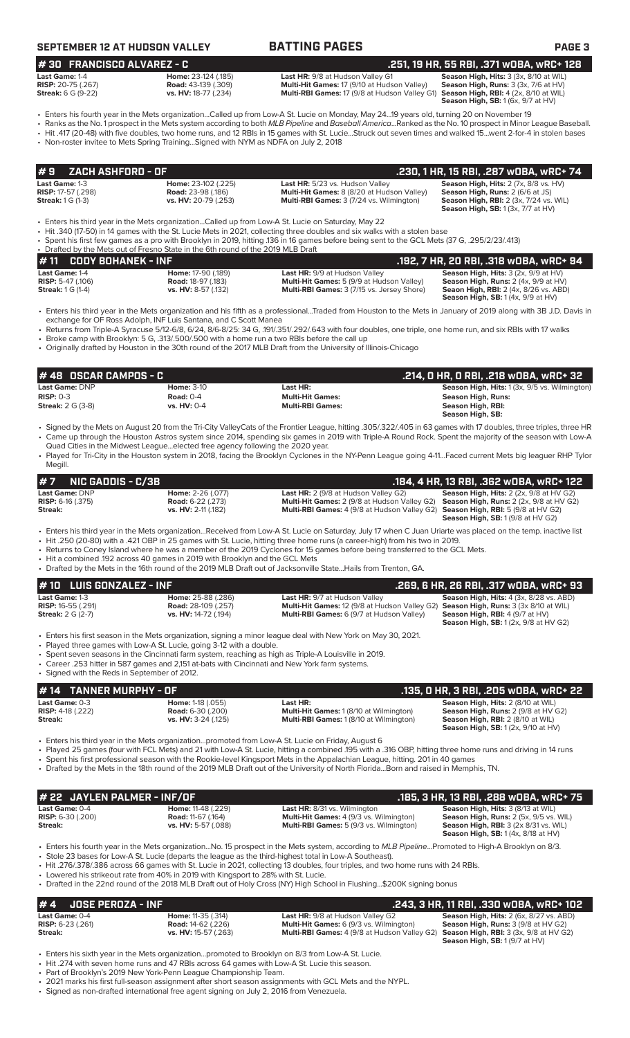**SEPTEMBER 12 AT HUDSON VALLEY** — **BATTING PAGES**

## # 30 FRANCISCO ALVAREZ - C — .251, 19 HR, 55 RBI, .371 wOBA, wRC+ 128

| | | | |
|---|---|---|---|
| **Last Game:** 1-4 | **Home:** 23-124 (.185) | **Last HR:** 9/8 at Hudson Valley G1 | **Season High, Hits:** 3 (3x, 8/10 at WIL) |
| **RISP:** 20-75 (.267) | **Road:** 43-139 (.309) | **Multi-Hit Games:** 17 (9/10 at Hudson Valley) | **Season High, Runs:** 3 (3x, 7/6 at HV) |
| **Streak:** 6 G (9-22) | **vs. HV:** 18-77 (.234) | **Multi-RBI Games:** 17 (9/8 at Hudson Valley G1) | **Season High, RBI:** 4 (2x, 8/10 at WIL) |
| | | | **Season High, SB:** 1 (6x, 9/7 at HV) |

- Enters his fourth year in the Mets organization...Called up from Low-A St. Lucie on Monday, May 24...19 years old, turning 20 on November 19
- Ranks as the No. 1 prospect in the Mets system according to both *MLB Pipeline* and *Baseball America*...Ranked as the No. 10 prospect in Minor League Baseball.
- Hit .417 (20-48) with five doubles, two home runs, and 12 RBIs in 15 games with St. Lucie...Struck out seven times and walked 15...went 2-for-4 in stolen bases
- Non-roster invitee to Mets Spring Training...Signed with NYM as NDFA on July 2, 2018

## # 9 ZACH ASHFORD - OF — .230, 1 HR, 15 RBI, .287 wOBA, wRC+ 74

| | | | |
|---|---|---|---|
| **Last Game:** 1-3 | **Home:** 23-102 (.225) | **Last HR:** 5/23 vs. Hudson Valley | **Season High, Hits:** 2 (7x, 8/8 vs. HV) |
| **RISP:** 17-57 (.298) | **Road:** 23-98 (.186) | **Multi-Hit Games:** 8 (8/20 at Hudson Valley) | **Season High, Runs:** 2 (6/6 at JS) |
| **Streak:** 1 G (1-3) | **vs. HV:** 20-79 (.253) | **Multi-RBI Games:** 3 (7/24 vs. Wilmington) | **Season High, RBI:** 2 (3x, 7/24 vs. WIL) |
| | | | **Season High, SB:** 1 (3x, 7/7 at HV) |

- Enters his third year in the Mets organization...Called up from Low-A St. Lucie on Saturday, May 22
- Hit .340 (17-50) in 14 games with the St. Lucie Mets in 2021, collecting three doubles and six walks with a stolen base
- Spent his first few games as a pro with Brooklyn in 2019, hitting .136 in 16 games before being sent to the GCL Mets (37 G, .295/2/23/.413)
- Drafted by the Mets out of Fresno State in the 6th round of the 2019 MLB Draft

## # 11 CODY BOHANEK - INF — .192, 7 HR, 20 RBI, .318 wOBA, wRC+ 94

| | | | |
|---|---|---|---|
| **Last Game:** 1-4 | **Home:** 17-90 (.189) | **Last HR:** 9/9 at Hudson Valley | **Season High, Hits:** 3 (2x, 9/9 at HV) |
| **RISP:** 5-47 (.106) | **Road:** 18-97 (.183) | **Multi-Hit Games:** 5 (9/9 at Hudson Valley) | **Season High, Runs:** 2 (4x, 9/9 at HV) |
| **Streak:** 1 G (1-4) | **vs. HV:** 8-57 (.132) | **Multi-RBI Games:** 3 (7/15 vs. Jersey Shore) | **Season High, RBI:** 2 (4x, 8/26 vs. ABD) |
| | | | **Season High, SB:** 1 (4x, 9/9 at HV) |

- Enters his third year in the Mets organization and his fifth as a professional...Traded from Houston to the Mets in January of 2019 along with 3B J.D. Davis in exchange for OF Ross Adolph, INF Luis Santana, and C Scott Manea
- Returns from Triple-A Syracuse 5/12-6/8, 6/24, 8/6-8/25: 34 G, .191/.351/.292/.643 with four doubles, one triple, one home run, and six RBIs with 17 walks
- Broke camp with Brooklyn: 5 G, .313/.500/.500 with a home run a two RBIs before the call up
- Originally drafted by Houston in the 30th round of the 2017 MLB Draft from the University of Illinois-Chicago

## # 48 OSCAR CAMPOS - C — .214, 0 HR, 0 RBI, .218 wOBA, wRC+ 32

| | | | |
|---|---|---|---|
| **Last Game:** DNP | **Home:** 3-10 | **Last HR:** | **Season High, Hits:** 1 (3x, 9/5 vs. Wilmington) |
| **RISP:** 0-3 | **Road:** 0-4 | **Multi-Hit Games:** | **Season High, Runs:** |
| **Streak:** 2 G (3-8) | **vs. HV:** 0-4 | **Multi-RBI Games:** | **Season High, RBI:** |
| | | | **Season High, SB:** |

- Signed by the Mets on August 20 from the Tri-City ValleyCats of the Frontier League, hitting .305/.322/.405 in 63 games with 17 doubles, three triples, three HR
- Came up through the Houston Astros system since 2014, spending six games in 2019 with Triple-A Round Rock. Spent the majority of the season with Low-A Quad Cities in the Midwest League...elected free agency following the 2020 year.
- Played for Tri-City in the Houston system in 2018, facing the Brooklyn Cyclones in the NY-Penn League going 4-11...Faced current Mets big leaguer RHP Tylor Megill.

## # 7 NIC GADDIS - C/3B — .184, 4 HR, 13 RBI, .362 wOBA, wRC+ 122

| | | | |
|---|---|---|---|
| **Last Game:** DNP | **Home:** 2-26 (.077) | **Last HR:** 2 (9/8 at Hudson Valley G2) | **Season High, Hits:** 2 (2x, 9/8 at HV G2) |
| **RISP:** 6-16 (.375) | **Road:** 6-22 (.273) | **Multi-Hit Games:** 2 (9/8 at Hudson Valley G2) | **Season High, Runs:** 2 (2x, 9/8 at HV G2) |
| **Streak:** | **vs. HV:** 2-11 (.182) | **Multi-RBI Games:** 4 (9/8 at Hudson Valley G2) | **Season High, RBI:** 5 (9/8 at HV G2) |
| | | | **Season High, SB:** 1 (9/8 at HV G2) |

- Enters his third year in the Mets organization...Received from Low-A St. Lucie on Saturday, July 17 when C Juan Uriarte was placed on the temp. inactive list
- Hit .250 (20-80) with a .421 OBP in 25 games with St. Lucie, hitting three home runs (a career-high) from his two in 2019.
- Returns to Coney Island where he was a member of the 2019 Cyclones for 15 games before being transferred to the GCL Mets.
- Hit a combined .192 across 40 games in 2019 with Brooklyn and the GCL Mets
- Drafted by the Mets in the 16th round of the 2019 MLB Draft out of Jacksonville State...Hails from Trenton, GA.

## # 10 LUIS GONZALEZ - INF — .269, 6 HR, 26 RBI, .317 wOBA, wRC+ 93

| | | | |
|---|---|---|---|
| **Last Game:** 1-3 | **Home:** 25-88 (.286) | **Last HR:** 9/7 at Hudson Valley | **Season High, Hits:** 4 (3x, 8/28 vs. ABD) |
| **RISP:** 16-55 (.291) | **Road:** 28-109 (.257) | **Multi-Hit Games:** 12 (9/8 at Hudson Valley G2) | **Season High, Runs:** 3 (3x 8/10 at WIL) |
| **Streak:** 2 G (2-7) | **vs. HV:** 14-72 (.194) | **Multi-RBI Games:** 6 (9/7 at Hudson Valley) | **Season High, RBI:** 4 (9/7 at HV) |
| | | | **Season High, SB:** 1 (2x, 9/8 at HV G2) |

- Enters his first season in the Mets organization, signing a minor league deal with New York on May 30, 2021.
- Played three games with Low-A St. Lucie, going 3-12 with a double.
- Spent seven seasons in the Cincinnati farm system, reaching as high as Triple-A Louisville in 2019.
- Career .253 hitter in 587 games and 2,151 at-bats with Cincinnati and New York farm systems.
- Signed with the Reds in September of 2012.

## # 14 TANNER MURPHY - OF — .135, 0 HR, 3 RBI, .205 wOBA, wRC+ 22

| | | | |
|---|---|---|---|
| **Last Game:** 0-3 | **Home:** 1-18 (.055) | **Last HR:** | **Season High, Hits:** 2 (8/10 at WIL) |
| **RISP:** 4-18 (.222) | **Road:** 6-30 (.200) | **Multi-Hit Games:** 1 (8/10 at Wilmington) | **Season High, Runs:** 2 (9/8 at HV G2) |
| **Streak:** | **vs. HV:** 3-24 (.125) | **Multi-RBI Games:** 1 (8/10 at Wilmington) | **Season High, RBI:** 2 (8/10 at WIL) |
| | | | **Season High, SB:** 1 (2x, 9/10 at HV) |

- Enters his third year in the Mets organization...promoted from Low-A St. Lucie on Friday, August 6
- Played 25 games (four with FCL Mets) and 21 with Low-A St. Lucie, hitting a combined .195 with a .316 OBP, hitting three home runs and driving in 14 runs
- Spent his first professional season with the Rookie-level Kingsport Mets in the Appalachian League, hitting. 201 in 40 games
- Drafted by the Mets in the 18th round of the 2019 MLB Draft out of University of North Florida...Born and raised in Memphis, TN.

## # 22 JAYLEN PALMER - INF/OF — .185, 3 HR, 13 RBI, .288 wOBA, wRC+ 75

| | | | |
|---|---|---|---|
| **Last Game:** 0-4 | **Home:** 11-48 (.229) | **Last HR:** 8/31 vs. Wilmington | **Season High, Hits:** 3 (8/13 at WIL) |
| **RISP:** 6-30 (.200) | **Road:** 11-67 (.164) | **Multi-Hit Games:** 4 (9/3 vs. Wilmington) | **Season High, Runs:** 2 (5x, 9/5 vs. WIL) |
| **Streak:** | **vs. HV:** 5-57 (.088) | **Multi-RBI Games:** 5 (9/3 vs. Wilmington) | **Season High, RBI:** 3 (2x 8/31 vs. WIL) |
| | | | **Season High, SB:** 1 (4x, 8/18 at HV) |

- Enters his fourth year in the Mets organization...No. 15 prospect in the Mets system, according to *MLB Pipeline*...Promoted to High-A Brooklyn on 8/3.
- Stole 23 bases for Low-A St. Lucie (departs the league as the third-highest total in Low-A Southeast).
- Hit .276/.378/.386 across 66 games with St. Lucie in 2021, collecting 13 doubles, four triples, and two home runs with 24 RBIs.
- Lowered his strikeout rate from 40% in 2019 with Kingsport to 28% with St. Lucie.
- Drafted in the 22nd round of the 2018 MLB Draft out of Holy Cross (NY) High School in Flushing...$200K signing bonus

## # 4 JOSE PEROZA - INF — .243, 3 HR, 11 RBI, .330 wOBA, wRC+ 102

| | | | |
|---|---|---|---|
| **Last Game:** 0-4 | **Home:** 11-35 (.314) | **Last HR:** 9/8 at Hudson Valley G2 | **Season High, Hits:** 2 (6x, 8/27 vs. ABD) |
| **RISP:** 6-23 (.261) | **Road:** 14-62 (.226) | **Multi-Hit Games:** 6 (9/3 vs. Wilmington) | **Season High, Runs:** 3 (9/8 at HV G2) |
| **Streak:** | **vs. HV:** 15-57 (.263) | **Multi-RBI Games:** 4 (9/8 at Hudson Valley G2) | **Season High, RBI:** 3 (3x, 9/8 at HV G2) |
| | | | **Season High, SB:** 1 (9/7 at HV) |

- Enters his sixth year in the Mets organization...promoted to Brooklyn on 8/3 from Low-A St. Lucie.
- Hit .274 with seven home runs and 47 RBIs across 64 games with Low-A St. Lucie this season.
- Part of Brooklyn's 2019 New York-Penn League Championship Team.
- 2021 marks his first full-season assignment after short season assignments with GCL Mets and the NYPL.
- Signed as non-drafted international free agent signing on July 2, 2016 from Venezuela.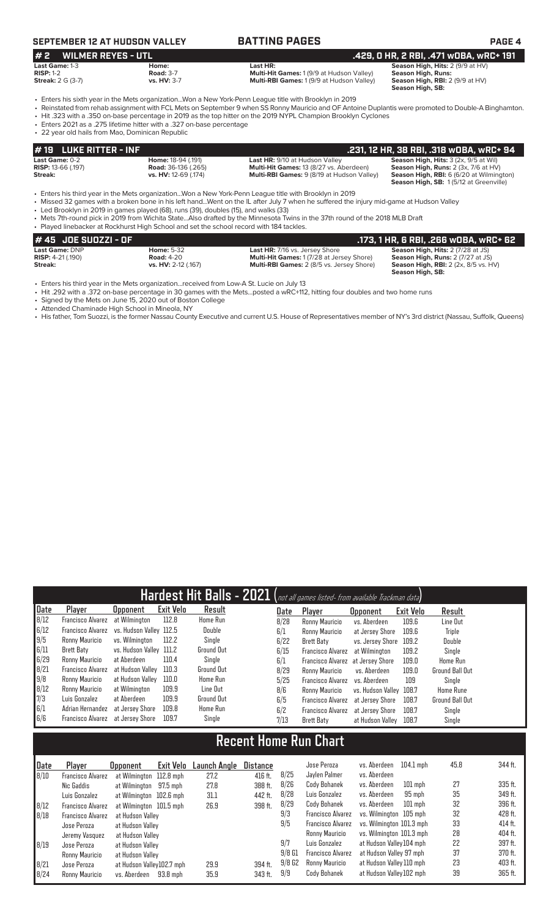## # 2 WILMER REYES - UTL

**.429, 0 HR, 2 RBI, .471 wOBA, wRC+ 191**

**Last Game:** 1-3
**RISP:** 1-2
**Streak:** 2 G (3-7)

**Home:**
**Road:** 3-7
**vs. HV:** 3-7

**Last HR:**
**Multi-Hit Games:** 1 (9/9 at Hudson Valley)
**Multi-RBI Games:** 1 (9/9 at Hudson Valley)

**Season High, Hits:** 2 (9/9 at HV)
**Season High, Runs:**
**Season High, RBI:** 2 (9/9 at HV)
**Season High, SB:**

- Enters his sixth year in the Mets organization...Won a New York-Penn League title with Brooklyn in 2019
- Reinstated from rehab assignment with FCL Mets on September 9 when SS Ronny Mauricio and OF Antoine Duplantis were promoted to Double-A Binghamton.
- Hit .323 with a .350 on-base percentage in 2019 as the top hitter on the 2019 NYPL Champion Brooklyn Cyclones
- Enters 2021 as a .275 lifetime hitter with a .327 on-base percentage
- 22 year old hails from Mao, Dominican Republic

## # 19 LUKE RITTER - INF

**.231, 12 HR, 38 RBI, .318 wOBA, wRC+ 94**

**Last Game:** 0-2
**RISP:** 13-66 (.197)
**Streak:**

**Home:** 18-94 (.191)
**Road:** 36-136 (.265)
**vs. HV:** 12-69 (.174)

**Last HR:** 9/10 at Hudson Valley
**Multi-Hit Games:** 13 (8/27 vs. Aberdeen)
**Multi-RBI Games:** 9 (8/19 at Hudson Valley)

**Season High, Hits:** 3 (2x, 9/5 at Wil)
**Season High, Runs:** 2 (3x, 7/6 at HV)
**Season High, RBI:** 6 (6/20 at Wilmington)
**Season High, SB:** 1 (5/12 at Greenville)

- Enters his third year in the Mets organization...Won a New York-Penn League title with Brooklyn in 2019
- Missed 32 games with a broken bone in his left hand...Went on the IL after July 7 when he suffered the injury mid-game at Hudson Valley
- Led Brooklyn in 2019 in games played (68), runs (39), doubles (15), and walks (33)
- Mets 7th-round pick in 2019 from Wichita State...Also drafted by the Minnesota Twins in the 37th round of the 2018 MLB Draft
- Played linebacker at Rockhurst High School and set the school record with 184 tackles.

## # 45 JOE SUOZZI - OF

**.173, 1 HR, 6 RBI, .266 wOBA, wRC+ 62**

**Last Game:** DNP
**RISP:** 4-21 (.190)
**Streak:**

**Home:** 5-32
**Road:** 4-20
**vs. HV:** 2-12 (.167)

**Last HR:** 7/16 vs. Jersey Shore
**Multi-Hit Games:** 1 (7/28 at Jersey Shore)
**Multi-RBI Games:** 2 (8/5 vs. Jersey Shore)

**Season High, Hits:** 2 (7/28 at JS)
**Season High, Runs:** 2 (7/27 at JS)
**Season High, RBI:** 2 (2x, 8/5 vs. HV)
**Season High, SB:**

- Enters his third year in the Mets organization...received from Low-A St. Lucie on July 13
- Hit .292 with a .372 on-base percentage in 30 games with the Mets...posted a wRC+112, hitting four doubles and two home runs
- Signed by the Mets on June 15, 2020 out of Boston College
- Attended Chaminade High School in Mineola, NY
- His father, Tom Suozzi, is the former Nassau County Executive and current U.S. House of Representatives member of NY's 3rd district (Nassau, Suffolk, Queens)

## Hardest Hit Balls - 2021 *(not all games listed- from available Trackman data)*

| Date | Player | Opponent | Exit Velo | Result | Date | Player | Opponent | Exit Velo | Result |
|---|---|---|---|---|---|---|---|---|---|
| 8/12 | Francisco Alvarez | at Wilmington | 112.8 | Home Run | 8/28 | Ronny Mauricio | vs. Aberdeen | 109.6 | Line Out |
| 6/12 | Francisco Alvarez | vs. Hudson Valley | 112.5 | Double | 6/1 | Ronny Mauricio | at Jersey Shore | 109.6 | Triple |
| 9/5 | Ronny Mauricio | vs. Wilmington | 112.2 | Single | 6/22 | Brett Baty | vs. Jersey Shore | 109.2 | Double |
| 6/11 | Brett Baty | vs. Hudson Valley | 111.2 | Ground Out | 6/15 | Francisco Alvarez | at Wilmington | 109.2 | Single |
| 6/29 | Ronny Mauricio | at Aberdeen | 110.4 | Single | 6/1 | Francisco Alvarez | at Jersey Shore | 109.0 | Home Run |
| 8/21 | Francisco Alvarez | at Hudson Valley | 110.3 | Ground Out | 8/29 | Ronny Mauricio | vs. Aberdeen | 109.0 | Ground Ball Out |
| 9/8 | Ronny Mauricio | at Hudson Valley | 110.0 | Home Run | 5/25 | Francisco Alvarez | vs. Aberdeen | 109 | Single |
| 8/12 | Ronny Mauricio | at Wilmington | 109.9 | Line Out | 8/6 | Ronny Mauricio | vs. Hudson Valley | 108.7 | Home Rune |
| 7/3 | Luis Gonzalez | at Aberdeen | 109.9 | Ground Out | 6/5 | Francisco Alvarez | at Jersey Shore | 108.7 | Ground Ball Out |
| 6/1 | Adrian Hernandez | at Jersey Shore | 109.8 | Home Run | 6/2 | Francisco Alvarez | at Jersey Shore | 108.7 | Single |
| 6/6 | Francisco Alvarez | at Jersey Shore | 109.7 | Single | 7/13 | Brett Baty | at Hudson Valley | 108.7 | Single |

## Recent Home Run Chart

| Date | Player | Opponent | Exit Velo | Launch Angle | Distance |
|---|---|---|---|---|---|
| 8/10 | Francisco Alvarez | at Wilmington | 112.8 mph | 27.2 | 416 ft. |
| | Nic Gaddis | at Wilmington | 97.5 mph | 27.8 | 388 ft. |
| | Luis Gonzalez | at Wilmington | 102.6 mph | 31.1 | 442 ft. |
| 8/12 | Francisco Alvarez | at Wilmington | 101.5 mph | 26.9 | 398 ft. |
| 8/18 | Francisco Alvarez | at Hudson Valley | | | |
| | Jose Peroza | at Hudson Valley | | | |
| | Jeremy Vasquez | at Hudson Valley | | | |
| 8/19 | Jose Peroza | at Hudson Valley | | | |
| | Ronny Mauricio | at Hudson Valley | | | |
| 8/21 | Jose Peroza | at Hudson Valley | 102.7 mph | 29.9 | 394 ft. |
| 8/24 | Ronny Mauricio | vs. Aberdeen | 93.8 mph | 35.9 | 343 ft. |
| | Jose Peroza | vs. Aberdeen | 104.1 mph | 45.8 | 344 ft. |
| 8/25 | Jaylen Palmer | vs. Aberdeen | | | |
| 8/26 | Cody Bohanek | vs. Aberdeen | 101 mph | 27 | 335 ft. |
| 8/28 | Luis Gonzalez | vs. Aberdeen | 95 mph | 35 | 349 ft. |
| 8/29 | Cody Bohanek | vs. Aberdeen | 101 mph | 32 | 396 ft. |
| 9/3 | Francisco Alvarez | vs. Wilmington | 105 mph | 32 | 428 ft. |
| 9/5 | Francisco Alvarez | vs. Wilmington | 101.3 mph | 33 | 414 ft. |
| | Ronny Mauricio | vs. Wilmington | 101.3 mph | 28 | 404 ft. |
| 9/7 | Luis Gonzalez | at Hudson Valley | 104 mph | 22 | 397 ft. |
| 9/8 G1 | Francisco Alvarez | at Hudson Valley | 97 mph | 37 | 370 ft. |
| 9/8 G2 | Ronny Mauricio | at Hudson Valley | 110 mph | 23 | 403 ft. |
| 9/9 | Cody Bohanek | at Hudson Valley | 102 mph | 39 | 365 ft. |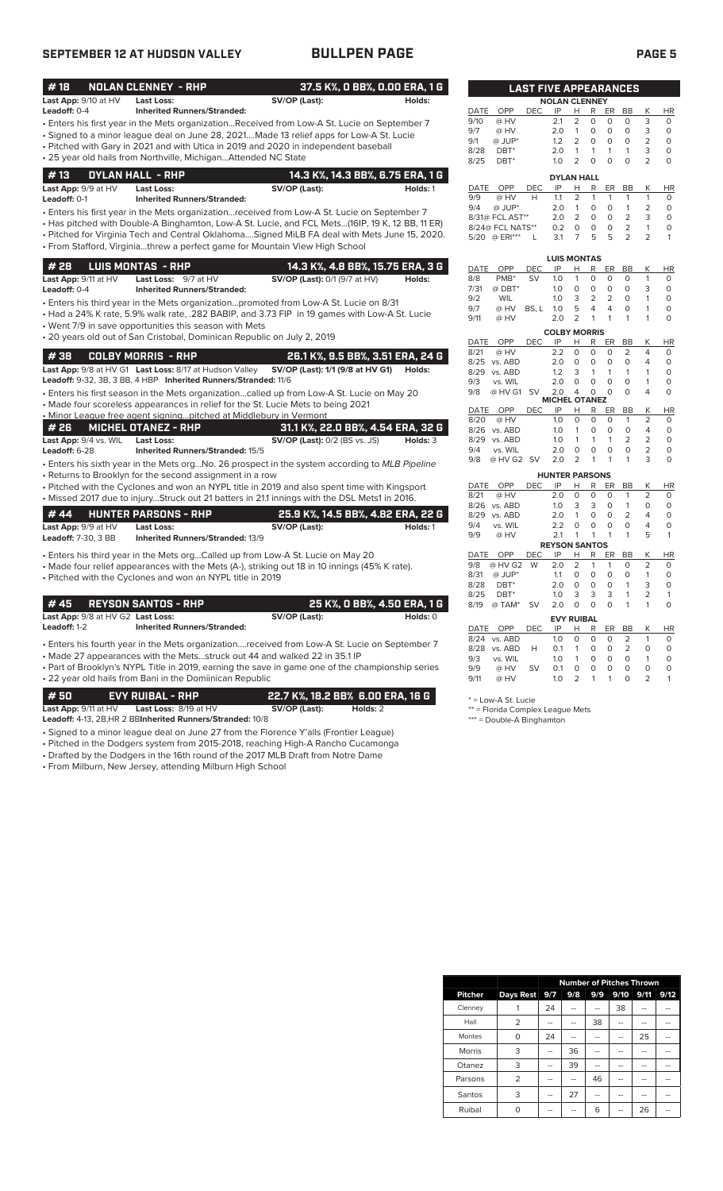# SEPTEMBER 12 AT HUDSON VALLEY — BULLPEN PAGE

## #18 NOLAN CLENNEY - RHP — 37.5 K%, 0 BB%, 0.00 ERA, 1 G

**Last App:** 9/10 at HV **Last Loss:** **SV/OP (Last):** **Holds:**
**Leadoff:** 0-4 **Inherited Runners/Stranded:**

- Enters his first year in the Mets organization...Received from Low-A St. Lucie on September 7
- Signed to a minor league deal on June 28, 2021....Made 13 relief apps for Low-A St. Lucie
- Pitched with Gary in 2021 and with Utica in 2019 and 2020 in independent baseball
- 25 year old hails from Northville, Michigan...Attended NC State

## #13 DYLAN HALL - RHP — 14.3 K%, 14.3 BB%, 6.75 ERA, 1 G

**Last App:** 9/9 at HV **Last Loss:** **SV/OP (Last):** **Holds:** 1
**Leadoff:** 0-1 **Inherited Runners/Stranded:**

- Enters his first year in the Mets organization...received from Low-A St. Lucie on September 7
- Has pitched with Double-A Binghamton, Low-A St. Lucie, and FCL Mets...(16IP, 19 K, 12 BB, 11 ER)
- Pitched for Virginia Tech and Central Oklahoma....Signed MiLB FA deal with Mets June 15, 2020.
- From Stafford, Virginia...threw a perfect game for Mountain View High School

## #28 LUIS MONTAS - RHP — 14.3 K%, 4.8 BB%, 15.75 ERA, 3 G

**Last App:** 9/11 at HV **Last Loss:** 9/7 at HV **SV/OP (Last):** 0/1 (9/7 at HV) **Holds:**
**Leadoff:** 0-4 **Inherited Runners/Stranded:**

- Enters his third year in the Mets organization...promoted from Low-A St. Lucie on 8/31
- Had a 24% K rate, 5.9% walk rate, .282 BABIP, and 3.73 FIP in 19 games with Low-A St. Lucie
- Went 7/9 in save opportunities this season with Mets
- 20 years old out of San Cristobal, Dominican Republic on July 2, 2019

## #38 COLBY MORRIS - RHP — 26.1 K%, 9.5 BB%, 3.51 ERA, 24 G

**Last App:** 9/8 at HV G1 **Last Loss:** 8/17 at Hudson Valley **SV/OP (Last):** 1/1 (9/8 at HV G1) **Holds:**
**Leadoff:** 9-32, 3B, 3 BB, 4 HBP **Inherited Runners/Stranded:** 11/6

- Enters his first season in the Mets organization...called up from Low-A St. Lucie on May 20
- Made four scoreless appearances in relief for the St. Lucie Mets to begin 2021
- Minor League free agent signing...pitched at Middlebury in Vermont

## #26 MICHEL OTANEZ - RHP — 31.1 K%, 22.0 BB%, 4.54 ERA, 32 G

**Last App:** 9/4 vs. WIL **Last Loss:** **SV/OP (Last):** 0/2 (BS vs. JS) **Holds:** 3
**Leadoff:** 6-28 **Inherited Runners/Stranded:** 15/5

- Enters his sixth year in the Mets org...No. 26 prospect in the system according to *MLB Pipeline*
- Returns to Brooklyn for the second assignment in a row
- Pitched with the Cyclones and won an NYPL title in 2019 and also spent time with Kingsport
- Missed 2017 due to injury...Struck out 21 batters in 21.1 innings with the DSL Mets1 in 2016.

## #44 HUNTER PARSONS - RHP — 25.9 K%, 14.5 BB%, 4.82 ERA, 22 G

**Last App:** 9/9 at HV **Last Loss:** **SV/OP (Last):** **Holds:** 1
**Leadoff:** 7-30, 3 BB **Inherited Runners/Stranded:** 13/9

- Enters his third year in the Mets org...Called up from Low-A St. Lucie on May 20
- Made four relief appearances with the Mets (A-), striking out 18 in 10 innings (45% K rate).
- Pitched with the Cyclones and won an NYPL title in 2019

## #45 REYSON SANTOS - RHP — 25 K%, 0 BB%, 4.50 ERA, 1 G

**Last App:** 9/8 at HV G2 **Last Loss:** **SV/OP (Last):** **Holds:** 0
**Leadoff:** 1-2 **Inherited Runners/Stranded:**

- Enters his fourth year in the Mets organization....received from Low-A St. Lucie on September 7
- Made 27 appearances with the Mets...struck out 44 and walked 22 in 35.1 IP
- Part of Brooklyn's NYPL Title in 2019, earning the save in game one of the championship series
- 22 year old hails from Bani in the Domiinican Republic

## #50 EVY RUIBAL - RHP — 22.7 K%, 18.2 BB% 6.00 ERA, 16 G

**Last App:** 9/11 at HV **Last Loss:** 8/19 at HV **SV/OP (Last):** **Holds:** 2
**Leadoff:** 4-13, 2B, HR 2 BB **Inherited Runners/Stranded:** 10/8

- Signed to a minor league deal on June 27 from the Florence Y'alls (Frontier League)
- Pitched in the Dodgers system from 2015-2018, reaching High-A Rancho Cucamonga
- Drafted by the Dodgers in the 16th round of the 2017 MLB Draft from Notre Dame
- From Milburn, New Jersey, attending Milburn High School

## LAST FIVE APPEARANCES

**NOLAN CLENNEY**

| DATE | OPP | DEC | IP | H | R | ER | BB | K | HR |
|---|---|---|---|---|---|---|---|---|---|
| 9/10 | @ HV | | 2.1 | 2 | 0 | 0 | 0 | 3 | 0 |
| 9/7 | @ HV | | 2.0 | 1 | 0 | 0 | 0 | 3 | 0 |
| 9/1 | @ JUP* | | 1.2 | 2 | 0 | 0 | 0 | 2 | 0 |
| 8/28 | DBT* | | 2.0 | 1 | 1 | 1 | 1 | 3 | 0 |
| 8/25 | DBT* | | 1.0 | 2 | 0 | 0 | 0 | 2 | 0 |

**DYLAN HALL**

| DATE | OPP | DEC | IP | H | R | ER | BB | K | HR |
|---|---|---|---|---|---|---|---|---|---|
| 9/9 | @ HV | H | 1.1 | 2 | 1 | 1 | 1 | 1 | 0 |
| 9/4 | @ JUP* | | 2.0 | 1 | 0 | 0 | 1 | 2 | 0 |
| 8/31 | @ FCL AST** | | 2.0 | 2 | 0 | 0 | 2 | 3 | 0 |
| 8/24 | @ FCL NATS** | | 0.2 | 0 | 0 | 0 | 2 | 1 | 0 |
| 5/20 | @ ERI*** | L | 3.1 | 7 | 5 | 5 | 2 | 2 | 1 |

**LUIS MONTAS**

| DATE | OPP | DEC | IP | H | R | ER | BB | K | HR |
|---|---|---|---|---|---|---|---|---|---|
| 8/8 | PMB* | SV | 1.0 | 1 | 0 | 0 | 0 | 1 | 0 |
| 7/31 | @ DBT* | | 1.0 | 0 | 0 | 0 | 0 | 3 | 0 |
| 9/2 | WIL | | 1.0 | 3 | 2 | 2 | 0 | 1 | 0 |
| 9/7 | @ HV | BS, L | 1.0 | 5 | 4 | 4 | 0 | 1 | 0 |
| 9/11 | @ HV | | 2.0 | 2 | 1 | 1 | 1 | 1 | 0 |

**COLBY MORRIS**

| DATE | OPP | DEC | IP | H | R | ER | BB | K | HR |
|---|---|---|---|---|---|---|---|---|---|
| 8/21 | @ HV | | 2.2 | 0 | 0 | 0 | 2 | 4 | 0 |
| 8/25 | vs. ABD | | 2.0 | 0 | 0 | 0 | 0 | 4 | 0 |
| 8/29 | vs. ABD | | 1.2 | 3 | 1 | 1 | 1 | 1 | 0 |
| 9/3 | vs. WIL | | 2.0 | 0 | 0 | 0 | 0 | 1 | 0 |
| 9/8 | @ HV G1 | SV | 2.0 | 4 | 0 | 0 | 0 | 4 | 0 |

**MICHEL OTANEZ**

| DATE | OPP | DEC | IP | H | R | ER | BB | K | HR |
|---|---|---|---|---|---|---|---|---|---|
| 8/20 | @ HV | | 1.0 | 0 | 0 | 0 | 1 | 2 | 0 |
| 8/26 | vs. ABD | | 1.0 | 1 | 0 | 0 | 0 | 4 | 0 |
| 8/29 | vs. ABD | | 1.0 | 1 | 1 | 1 | 2 | 2 | 0 |
| 9/4 | vs. WIL | | 2.0 | 0 | 0 | 0 | 0 | 2 | 0 |
| 9/8 | @ HV G2 | SV | 2.0 | 2 | 1 | 1 | 1 | 3 | 0 |

**HUNTER PARSONS**

| DATE | OPP | DEC | IP | H | R | ER | BB | K | HR |
|---|---|---|---|---|---|---|---|---|---|
| 8/21 | @ HV | | 2.0 | 0 | 0 | 0 | 1 | 2 | 0 |
| 8/26 | vs. ABD | | 1.0 | 3 | 3 | 0 | 1 | 0 | 0 |
| 8/29 | vs. ABD | | 2.0 | 1 | 0 | 0 | 2 | 4 | 0 |
| 9/4 | vs. WIL | | 2.2 | 0 | 0 | 0 | 0 | 4 | 0 |
| 9/9 | @ HV | | 2.1 | 1 | 1 | 1 | 1 | 5 | 1 |

**REYSON SANTOS**

| DATE | OPP | DEC | IP | H | R | ER | BB | K | HR |
|---|---|---|---|---|---|---|---|---|---|
| 9/8 | @ HV G2 | W | 2.0 | 2 | 1 | 1 | 0 | 2 | 0 |
| 8/31 | @ JUP* | | 1.1 | 0 | 0 | 0 | 0 | 1 | 0 |
| 8/28 | DBT* | | 2.0 | 0 | 0 | 0 | 1 | 3 | 0 |
| 8/25 | DBT* | | 1.0 | 3 | 3 | 3 | 1 | 2 | 1 |
| 8/19 | @ TAM* | SV | 2.0 | 0 | 0 | 0 | 1 | 1 | 0 |

**EVY RUIBAL**

| DATE | OPP | DEC | IP | H | R | ER | BB | K | HR |
|---|---|---|---|---|---|---|---|---|---|
| 8/24 | vs. ABD | | 1.0 | 0 | 0 | 0 | 2 | 1 | 0 |
| 8/28 | vs. ABD | H | 0.1 | 1 | 0 | 0 | 2 | 0 | 0 |
| 9/3 | vs. WIL | | 1.0 | 1 | 0 | 0 | 0 | 1 | 0 |
| 9/9 | @ HV | SV | 0.1 | 0 | 0 | 0 | 0 | 0 | 0 |
| 9/11 | @ HV | | 1.0 | 2 | 1 | 1 | 0 | 2 | 1 |

\* = Low-A St. Lucie
\*\* = Florida Complex League Mets
\*\*\* = Double-A Binghamton

| | | Number of Pitches Thrown | | | | | |
|---|---|---|---|---|---|---|---|
| Pitcher | Days Rest | 9/7 | 9/8 | 9/9 | 9/10 | 9/11 | 9/12 |
| Clenney | 1 | 24 | -- | -- | 38 | -- | -- |
| Hall | 2 | -- | -- | 38 | -- | -- | -- |
| Montes | 0 | 24 | -- | -- | -- | 25 | -- |
| Morris | 3 | -- | 36 | -- | -- | -- | -- |
| Otanez | 3 | -- | 39 | -- | -- | -- | -- |
| Parsons | 2 | -- | -- | 46 | -- | -- | -- |
| Santos | 3 | -- | 27 | -- | -- | -- | -- |
| Ruibal | 0 | -- | -- | 6 | -- | 26 | -- |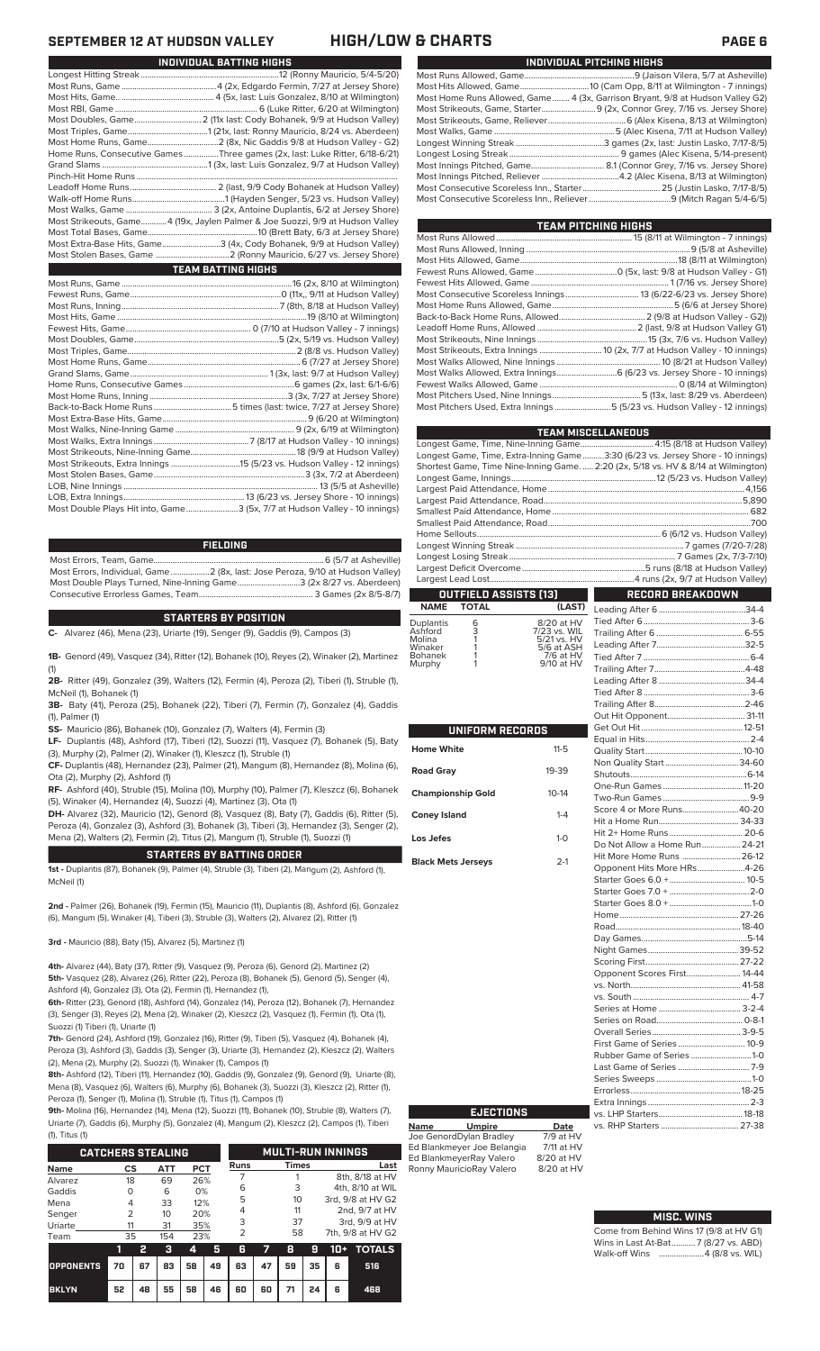# SEPTEMBER 12 AT HUDSON VALLEY — HIGH/LOW & CHARTS

## INDIVIDUAL BATTING HIGHS

| | |
|---|---|
| Longest Hitting Streak | 12 (Ronny Mauricio, 5/4-5/20) |
| Most Runs, Game | 4 (2x, Edgardo Fermin, 7/27 at Jersey Shore) |
| Most Hits, Game | 4 (5x, last: Luis Gonzalez, 8/10 at Wilmington) |
| Most RBI, Game | 6 (Luke Ritter, 6/20 at Wilmington) |
| Most Doubles, Game | 2 (11x last: Cody Bohanek, 9/9 at Hudson Valley) |
| Most Triples, Game | 1 (21x, last: Ronny Mauricio, 8/24 vs. Aberdeen) |
| Most Home Runs, Game | 2 (8x, Nic Gaddis 9/8 at Hudson Valley - G2) |
| Home Runs, Consecutive Games | Three games (2x, last: Luke Ritter, 6/18-6/21) |
| Grand Slams | 1 (3x, last: Luis Gonzalez, 9/7 at Hudson Valley) |
| Pinch-Hit Home Runs | |
| Leadoff Home Runs | 2 (last, 9/9 Cody Bohanek at Hudson Valley) |
| Walk-off Home Runs | 1 (Hayden Senger, 5/23 vs. Hudson Valley) |
| Most Walks, Game | 3 (2x, Antoine Duplantis, 6/2 at Jersey Shore) |
| Most Strikeouts, Game | 4 (19x, Jaylen Palmer & Joe Suozzi, 9/9 at Hudson Valley |
| Most Total Bases, Game | 10 (Brett Baty, 6/3 at Jersey Shore) |
| Most Extra-Base Hits, Game | 3 (4x, Cody Bohanek, 9/9 at Hudson Valley) |
| Most Stolen Bases, Game | 2 (Ronny Mauricio, 6/27 vs. Jersey Shore) |

## TEAM BATTING HIGHS

| | |
|---|---|
| Most Runs, Game | 16 (2x, 8/10 at Wilmington) |
| Fewest Runs, Game | 0 (11x,, 9/11 at Hudson Valley) |
| Most Runs, Inning | 7 (8th, 8/18 at Hudson Valley) |
| Most Hits, Game | 19 (8/10 at Wilmington) |
| Fewest Hits, Game | 0 (7/10 at Hudson Valley - 7 innings) |
| Most Doubles, Game | 5 (2x, 5/19 vs. Hudson Valley) |
| Most Triples, Game | 2 (8/18 vs. Hudson Valley) |
| Most Home Runs, Game | 6 (7/27 at Jersey Shore) |
| Grand Slams, Game | 1 (3x, last: 9/7 at Hudson Valley) |
| Home Runs, Consecutive Games | 6 games (2x, last: 6/1-6/6) |
| Most Home Runs, Inning | 3 (3x, 7/27 at Jersey Shore) |
| Back-to-Back Home Runs | 5 times (last: twice, 7/27 at Jersey Shore) |
| Most Extra-Base Hits, Game | 9 (6/20 at Wilmington) |
| Most Walks, Nine-Inning Game | 9 (2x, 6/19 at Wilmington) |
| Most Walks, Extra Innings | 7 (8/17 at Hudson Valley - 10 innings) |
| Most Strikeouts, Nine-Inning Game | 18 (9/9 at Hudson Valley) |
| Most Strikeouts, Extra Innings | 15 (5/23 vs. Hudson Valley - 12 innings) |
| Most Stolen Bases, Game | 3 (3x, 7/2 at Aberdeen) |
| LOB, Nine Innings | 13 (5/5 at Asheville) |
| LOB, Extra Innings | 13 (6/23 vs. Jersey Shore - 10 innings) |
| Most Double Plays Hit into, Game | 3 (5x, 7/7 at Hudson Valley - 10 innings) |

## FIELDING

| | |
|---|---|
| Most Errors, Team, Game | 6 (5/7 at Asheville) |
| Most Errors, Individual, Game | 2 (8x, last: Jose Peroza, 9/10 at Hudson Valley) |
| Most Double Plays Turned, Nine-Inning Game | 3 (2x 8/27 vs. Aberdeen) |
| Consecutive Errorless Games, Team | 3 Games (2x 8/5-8/7) |

## STARTERS BY POSITION

**C-** Alvarez (46), Mena (23), Uriarte (19), Senger (9), Gaddis (9), Campos (3)

**1B-** Genord (49), Vasquez (34), Ritter (12), Bohanek (10), Reyes (2), Winaker (2), Martinez (1)

**2B-** Ritter (49), Gonzalez (39), Walters (12), Fermin (4), Peroza (2), Tiberi (1), Struble (1), McNeil (1), Bohanek (1)

**3B-** Baty (41), Peroza (25), Bohanek (22), Tiberi (7), Fermin (7), Gonzalez (4), Gaddis (1), Palmer (1)

**SS-** Mauricio (86), Bohanek (10), Gonzalez (7), Walters (4), Fermin (3)

**LF-** Duplantis (48), Ashford (17), Tiberi (12), Suozzi (11), Vasquez (7), Bohanek (5), Baty (3), Murphy (2), Palmer (2), Winaker (1), Kleszcz (1), Struble (1)

**CF-** Duplantis (48), Hernandez (23), Palmer (21), Mangum (8), Hernandez (8), Molina (6), Ota (2), Murphy (2), Ashford (1)

**RF-** Ashford (40), Struble (15), Molina (10), Murphy (10), Palmer (7), Kleszcz (6), Bohanek (5), Winaker (4), Hernandez (4), Suozzi (4), Martinez (3), Ota (1)

**DH-** Alvarez (32), Mauricio (12), Genord (8), Vasquez (8), Baty (7), Gaddis (6), Ritter (5), Peroza (4), Gonzalez (4), Ashford (3), Bohanek (3), Tiberi (3), Hernandez (3), Senger (2), Mena (2), Walters (2), Fermin (2), Titus (2), Mangum (1), Struble (1), Suozzi (1)

## STARTERS BY BATTING ORDER

**1st -** Duplantis (87), Bohanek (9), Palmer (4), Struble (3), Tiberi (2), Mangum (2), Ashford (1), McNeil (1)

**2nd -** Palmer (26), Bohanek (19), Fermin (15), Mauricio (11), Duplantis (8), Ashford (6), Gonzalez (6), Mangum (5), Winaker (4), Tiberi (3), Struble (3), Walters (2), Alvarez (2), Ritter (1)

**3rd -** Mauricio (88), Baty (15), Alvarez (5), Martinez (1)

**4th-** Alvarez (44), Baty (37), Ritter (9), Vasquez (9), Peroza (6), Genord (2), Martinez (2)

**5th-** Vasquez (28), Alvarez (26), Ritter (22), Peroza (8), Bohanek (5), Genord (5), Senger (4), Ashford (4), Gonzalez (3), Ota (2), Fermin (1), Hernandez (1),

**6th-** Ritter (23), Genord (18), Ashford (16), Gonzalez (14), Peroza (12), Bohanek (7), Hernandez (3), Senger (3), Reyes (2), Mena (2), Winaker (2), Kleszcz (2), Vasquez (1), Fermin (1), Ota (1), Suozzi (1) Tiberi (1), Uriarte (1)

**7th-** Genord (24), Ashford (19), Gonzalez (16), Ritter (9), Tiberi (5), Vasquez (4), Bohanek (4), Peroza (3), Ashford (3), Gaddis (3), Senger (3), Uriarte (3), Hernandez (2), Kleszcz (2), Walters (2), Mena (2), Murphy (2), Suozzi (1), Winaker (1), Campos (1)

**8th-** Ashford (12), Tiberi (11), Hernandez (10), Gaddis (9), Gonzalez (9), Genord (9), Uriarte (8), Mena (8), Vasquez (6), Walters (6), Murphy (6), Bohanek (3), Suozzi (3), Kleszcz (2), Ritter (1), Peroza (1), Senger (1), Molina (1), Struble (1), Titus (1), Campos (1)

**9th-** Molina (16), Hernandez (14), Mena (12), Suozzi (11), Bohanek (10), Struble (8), Walters (7), Uriarte (7), Gaddis (6), Murphy (5), Gonzalez (4), Mangum (2), Kleszcz (2), Campos (1), Tiberi (1), Titus (1)

## CATCHERS STEALING

| Name | CS | ATT | PCT |
|---|---|---|---|
| Alvarez | 18 | 69 | 26% |
| Gaddis | 0 | 6 | 0% |
| Mena | 4 | 33 | 12% |
| Senger | 2 | 10 | 20% |
| Uriarte | 11 | 31 | 35% |
| Team | 35 | 154 | 23% |

## MULTI-RUN INNINGS

| Runs | Times | Last |
|---|---|---|
| 7 | 1 | 8th, 8/18 at HV |
| 6 | 3 | 4th, 8/10 at WIL |
| 5 | 10 | 3rd, 9/8 at HV G2 |
| 4 | 11 | 2nd, 9/7 at HV |
| 3 | 37 | 3rd, 9/9 at HV |
| 2 | 58 | 7th, 9/8 at HV G2 |

| | 1 | 2 | 3 | 4 | 5 | 6 | 7 | 8 | 9 | 10+ | TOTALS |
|---|---|---|---|---|---|---|---|---|---|---|---|
| OPPONENTS | 70 | 67 | 83 | 58 | 49 | 63 | 47 | 59 | 35 | 6 | 516 |
| BKLYN | 52 | 48 | 55 | 58 | 46 | 60 | 60 | 71 | 24 | 6 | 468 |

## INDIVIDUAL PITCHING HIGHS

| | |
|---|---|
| Most Runs Allowed, Game | 9 (Jaison Vilera, 5/7 at Asheville) |
| Most Hits Allowed, Game | 10 (Cam Opp, 8/11 at Wilmington - 7 innings) |
| Most Home Runs Allowed, Game | 4 (3x, Garrison Bryant, 9/8 at Hudson Valley G2) |
| Most Strikeouts, Game, Starter | 9 (2x, Connor Grey, 7/16 vs. Jersey Shore) |
| Most Strikeouts, Game, Reliever | 6 (Alex Kisena, 8/13 at Wilmington) |
| Most Walks, Game | 5 (Alec Kisena, 7/11 at Hudson Valley) |
| Longest Winning Streak | 3 games (2x, last: Justin Lasko, 7/17-8/5) |
| Longest Losing Streak | 9 games (Alec Kisena, 5/14-present) |
| Most Innings Pitched, Game | 8.1 (Connor Grey, 7/16 vs. Jersey Shore) |
| Most Innings Pitched, Reliever | 4.2 (Alec Kisena, 8/13 at Wilmington) |
| Most Consecutive Scoreless Inn., Starter | 25 (Justin Lasko, 7/17-8/5) |
| Most Consecutive Scoreless Inn., Reliever | 9 (Mitch Ragan 5/4-6/5) |

## TEAM PITCHING HIGHS

| | |
|---|---|
| Most Runs Allowed | 15 (8/11 at Wilmington - 7 innings) |
| Most Runs Allowed, Inning | 9 (5/8 at Asheville) |
| Most Hits Allowed, Game | 18 (8/11 at Wilmington) |
| Fewest Runs Allowed, Game | 0 (5x, last: 9/8 at Hudson Valley - G1) |
| Fewest Hits Allowed, Game | 1 (7/16 vs. Jersey Shore) |
| Most Consecutive Scoreless Innings | 13 (6/22-6/23 vs. Jersey Shore) |
| Most Home Runs Allowed, Game | 5 (6/6 at Jersey Shore) |
| Back-to-Back Home Runs, Allowed | 2 (9/8 at Hudson Valley - G2)) |
| Leadoff Home Runs, Allowed | 2 (last, 9/8 at Hudson Valley G1) |
| Most Strikeouts, Nine Innings | 15 (3x, 7/6 vs. Hudson Valley) |
| Most Strikeouts, Extra Innings | 10 (2x, 7/7 at Hudson Valley - 10 innings) |
| Most Walks Allowed, Nine Innings | 10 (8/21 at Hudson Valley) |
| Most Walks Allowed, Extra Innings | 6 (6/23 vs. Jersey Shore - 10 innings) |
| Fewest Walks Allowed, Game | 0 (8/14 at Wilmington) |
| Most Pitchers Used, Nine Innings | 5 (13x, last: 8/29 vs. Aberdeen) |
| Most Pitchers Used, Extra Innings | 5 (5/23 vs. Hudson Valley - 12 innings) |

## TEAM MISCELLANEOUS

| | |
|---|---|
| Longest Game, Time, Nine-Inning Game | 4:15 (8/18 at Hudson Valley) |
| Longest Game, Time, Extra-Inning Game | 3:30 (6/23 vs. Jersey Shore - 10 innings) |
| Shortest Game, Time, Nine-Inning Game | 2:20 (2x, 5/18 vs. HV & 8/14 at Wilmington) |
| Longest Game, Innings | 12 (5/23 vs. Hudson Valley) |
| Largest Paid Attendance, Home | 4,156 |
| Largest Paid Attendance, Road | 5,890 |
| Smallest Paid Attendance, Home | 682 |
| Smallest Paid Attendance, Road | 700 |
| Home Sellouts | 6 (6/12 vs. Hudson Valley) |
| Longest Winning Streak | 7 games (7/20-7/28) |
| Longest Losing Streak | 7 Games (2x, 7/3-7/10) |
| Largest Deficit Overcome | 5 runs (8/18 at Hudson Valley) |
| Largest Lead Lost | 4 runs (2x, 9/7 at Hudson Valley) |

## OUTFIELD ASSISTS (13)

| NAME | TOTAL | (LAST) |
|---|---|---|
| Duplantis | 6 | 8/20 at HV |
| Ashford | 3 | 7/23 vs. WIL |
| Molina | 1 | 5/21 vs. HV |
| Winaker | 1 | 5/6 at ASH |
| Bohanek | 1 | 7/6 at HV |
| Murphy | 1 | 9/10 at HV |

## UNIFORM RECORDS

| | |
|---|---|
| Home White | 11-5 |
| Road Gray | 19-39 |
| Championship Gold | 10-14 |
| Coney Island | 1-4 |
| Los Jefes | 1-0 |
| Black Mets Jerseys | 2-1 |

## EJECTIONS

| Name | Umpire | Date |
|---|---|---|
| Joe Genord | Dylan Bradley | 7/9 at HV |
| Ed Blankmeyer | Joe Belangia | 7/11 at HV |
| Ed Blankmeyer | Ray Valero | 8/20 at HV |
| Ronny Mauricio | Ray Valero | 8/20 at HV |

## RECORD BREAKDOWN

| | |
|---|---|
| Leading After 6 | 34-4 |
| Tied After 6 | 3-6 |
| Trailing After 6 | 6-55 |
| Leading After 7 | 32-5 |
| Tied After 7 | 6-4 |
| Trailing After 7 | 4-48 |
| Leading After 8 | 34-4 |
| Tied After 8 | 3-6 |
| Trailing After 8 | 2-46 |
| Out Hit Opponent | 31-11 |
| Get Out Hit | 12-51 |
| Equal in Hits | 2-4 |
| Quality Start | 10-10 |
| Non Quality Start | 34-60 |
| Shutouts | 6-14 |
| One-Run Games | 11-20 |
| Two-Run Games | 9-9 |
| Score 4 or More Runs | 40-20 |
| Hit a Home Run | 34-33 |
| Hit 2+ Home Runs | 20-6 |
| Do Not Allow a Home Run | 24-21 |
| Hit More Home Runs | 26-12 |
| Opponent Hits More HRs | 4-26 |
| Starter Goes 6.0 + | 10-5 |
| Starter Goes 7.0 + | 2-0 |
| Starter Goes 8.0 + | 1-0 |
| Home | 27-26 |
| Road | 18-40 |
| Day Games | 5-14 |
| Night Games | 39-52 |
| Scoring First | 27-22 |
| Opponent Scores First | 14-44 |
| vs. North | 41-58 |
| vs. South | 4-7 |
| Series at Home | 3-2-4 |
| Series on Road | 0-8-1 |
| Overall Series | 3-9-5 |
| First Game of Series | 10-9 |
| Rubber Game of Series | 1-0 |
| Last Game of Series | 7-9 |
| Series Sweeps | 1-0 |
| Errorless | 18-25 |
| Extra Innings | 2-3 |
| vs. LHP Starters | 18-18 |
| vs. RHP Starters | 27-38 |

## MISC. WINS

| | |
|---|---|
| Come from Behind Wins | 17 (9/8 at HV G1) |
| Wins in Last At-Bat | 7 (8/27 vs. ABD) |
| Walk-off Wins | 4 (8/8 vs. WIL) |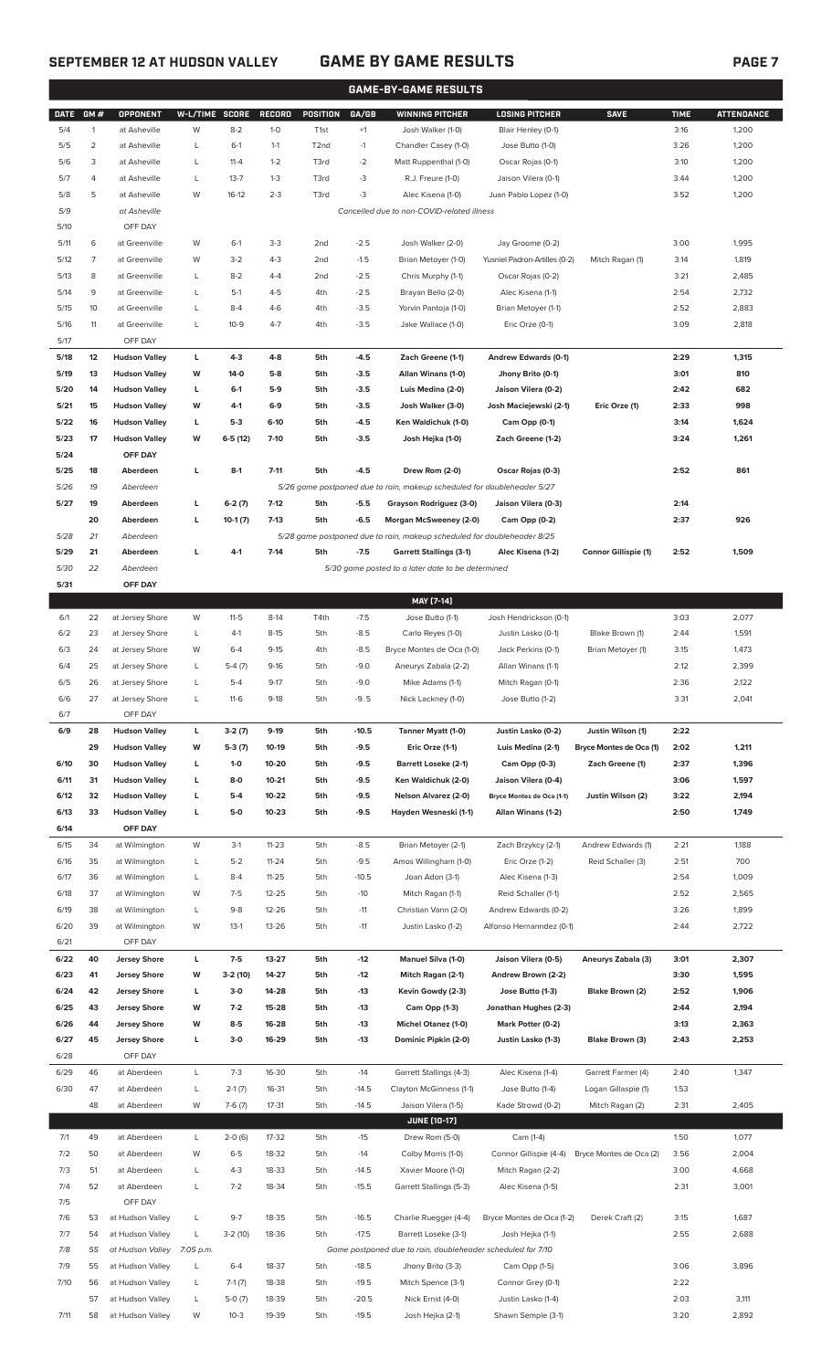## SEPTEMBER 12 AT HUDSON VALLEY — GAME BY GAME RESULTS

### GAME-BY-GAME RESULTS

| DATE | GM # | OPPONENT | W-L/TIME | SCORE | RECORD | POSITION | GA/GB | WINNING PITCHER | LOSING PITCHER | SAVE | TIME | ATTENDANCE |
|---|---|---|---|---|---|---|---|---|---|---|---|---|
| 5/4 | 1 | at Asheville | W | 8-2 | 1-0 | T1st | +1 | Josh Walker (1-0) | Blair Henley (0-1) | | 3:16 | 1,200 |
| 5/5 | 2 | at Asheville | L | 6-1 | 1-1 | T2nd | -1 | Chandler Casey (1-0) | Jose Butto (1-0) | | 3:26 | 1,200 |
| 5/6 | 3 | at Asheville | L | 11-4 | 1-2 | T3rd | -2 | Matt Ruppenthal (1-0) | Oscar Rojas (0-1) | | 3:10 | 1,200 |
| 5/7 | 4 | at Asheville | L | 13-7 | 1-3 | T3rd | -3 | R.J. Freure (1-0) | Jaison Vilera (0-1) | | 3:44 | 1,200 |
| 5/8 | 5 | at Asheville | W | 16-12 | 2-3 | T3rd | -3 | Alec Kisena (1-0) | Juan Pablo Lopez (1-0) | | 3:52 | 1,200 |
| 5/9 | | at Asheville | | | | | | Cancelled due to non-COVID-related illness | | | | |
| 5/10 | | OFF DAY | | | | | | | | | | |
| 5/11 | 6 | at Greenville | W | 6-1 | 3-3 | 2nd | -2.5 | Josh Walker (2-0) | Jay Groome (0-2) | | 3:00 | 1,995 |
| 5/12 | 7 | at Greenville | W | 3-2 | 4-3 | 2nd | -1.5 | Brian Metoyer (1-0) | Yusniel Padron-Artilles (0-2) | Mitch Ragan (1) | 3:14 | 1,819 |
| 5/13 | 8 | at Greenville | L | 8-2 | 4-4 | 2nd | -2.5 | Chris Murphy (1-1) | Oscar Rojas (0-2) | | 3:21 | 2,485 |
| 5/14 | 9 | at Greenville | L | 5-1 | 4-5 | 4th | -2.5 | Brayan Bello (2-0) | Alec Kisena (1-1) | | 2:54 | 2,732 |
| 5/15 | 10 | at Greenville | L | 8-4 | 4-6 | 4th | -3.5 | Yorvin Pantoja (1-0) | Brian Metoyer (1-1) | | 2:52 | 2,883 |
| 5/16 | 11 | at Greenville | L | 10-9 | 4-7 | 4th | -3.5 | Jake Wallace (1-0) | Eric Orze (0-1) | | 3:09 | 2,818 |
| 5/17 | | OFF DAY | | | | | | | | | | |
| **5/18** | **12** | **Hudson Valley** | **L** | **4-3** | **4-8** | **5th** | **-4.5** | **Zach Greene (1-1)** | **Andrew Edwards (0-1)** | | **2:29** | **1,315** |
| **5/19** | **13** | **Hudson Valley** | **W** | **14-0** | **5-8** | **5th** | **-3.5** | **Allan Winans (1-0)** | **Jhony Brito (0-1)** | | **3:01** | **810** |
| **5/20** | **14** | **Hudson Valley** | **L** | **6-1** | **5-9** | **5th** | **-3.5** | **Luis Medina (2-0)** | **Jaison Vilera (0-2)** | | **2:42** | **682** |
| **5/21** | **15** | **Hudson Valley** | **W** | **4-1** | **6-9** | **5th** | **-3.5** | **Josh Walker (3-0)** | **Josh Maciejewski (2-1)** | **Eric Orze (1)** | **2:33** | **998** |
| **5/22** | **16** | **Hudson Valley** | **L** | **5-3** | **6-10** | **5th** | **-4.5** | **Ken Waldichuk (1-0)** | **Cam Opp (0-1)** | | **3:14** | **1,624** |
| **5/23** | **17** | **Hudson Valley** | **W** | **6-5 (12)** | **7-10** | **5th** | **-3.5** | **Josh Hejka (1-0)** | **Zach Greene (1-2)** | | **3:24** | **1,261** |
| **5/24** | | **OFF DAY** | | | | | | | | | | |
| **5/25** | **18** | **Aberdeen** | **L** | **8-1** | **7-11** | **5th** | **-4.5** | **Drew Rom (2-0)** | **Oscar Rojas (0-3)** | | **2:52** | **861** |
| *5/26* | *19* | *Aberdeen* | | | | | | *5/26 game postponed due to rain, makeup scheduled for doubleheader 5/27* | | | | |
| **5/27** | **19** | **Aberdeen** | **L** | **6-2 (7)** | **7-12** | **5th** | **-5.5** | **Grayson Rodriguez (3-0)** | **Jaison Vilera (0-3)** | | **2:14** | |
| | **20** | **Aberdeen** | **L** | **10-1 (7)** | **7-13** | **5th** | **-6.5** | **Morgan McSweeney (2-0)** | **Cam Opp (0-2)** | | **2:37** | **926** |
| *5/28* | *21* | *Aberdeen* | | | | | | *5/28 game postponed due to rain, makeup scheduled for doubleheader 8/25* | | | | |
| **5/29** | **21** | **Aberdeen** | **L** | **4-1** | **7-14** | **5th** | **-7.5** | **Garrett Stallings (3-1)** | **Alec Kisena (1-2)** | **Connor Gillispie (1)** | **2:52** | **1,509** |
| *5/30* | *22* | *Aberdeen* | | | | | | *5/30 game posted to a later date to be determined* | | | | |
| **5/31** | | **OFF DAY** | | | | | | | | | | |
| | | | | | | | | **MAY [7-14]** | | | | |
| 6/1 | 22 | at Jersey Shore | W | 11-5 | 8-14 | T4th | -7.5 | Jose Butto (1-1) | Josh Hendrickson (0-1) | | 3:03 | 2,077 |
| 6/2 | 23 | at Jersey Shore | L | 4-1 | 8-15 | 5th | -8.5 | Carlo Reyes (1-0) | Justin Lasko (0-1) | Blake Brown (1) | 2:44 | 1,591 |
| 6/3 | 24 | at Jersey Shore | W | 6-4 | 9-15 | 4th | -8.5 | Bryce Montes de Oca (1-0) | Jack Perkins (0-1) | Brian Metoyer (1) | 3:15 | 1,473 |
| 6/4 | 25 | at Jersey Shore | L | 5-4 (7) | 9-16 | 5th | -9.0 | Aneurys Zabala (2-2) | Allan Winans (1-1) | | 2:12 | 2,399 |
| 6/5 | 26 | at Jersey Shore | L | 5-4 | 9-17 | 5th | -9.0 | Mike Adams (1-1) | Mitch Ragan (0-1) | | 2:36 | 2,122 |
| 6/6 | 27 | at Jersey Shore | L | 11-6 | 9-18 | 5th | -9..5 | Nick Lackney (1-0) | Jose Butto (1-2) | | 3:31 | 2,041 |
| 6/7 | | OFF DAY | | | | | | | | | | |
| **6/9** | **28** | **Hudson Valley** | **L** | **3-2 (7)** | **9-19** | **5th** | **-10.5** | **Tanner Myatt (1-0)** | **Justin Lasko (0-2)** | **Justin Wilson (1)** | **2:22** | |
| | **29** | **Hudson Valley** | **W** | **5-3 (7)** | **10-19** | **5th** | **-9.5** | **Eric Orze (1-1)** | **Luis Medina (2-1)** | **Bryce Montes de Oca (1)** | **2:02** | **1,211** |
| **6/10** | **30** | **Hudson Valley** | **L** | **1-0** | **10-20** | **5th** | **-9.5** | **Barrett Loseke (2-1)** | **Cam Opp (0-3)** | **Zach Greene (1)** | **2:37** | **1,396** |
| **6/11** | **31** | **Hudson Valley** | **L** | **8-0** | **10-21** | **5th** | **-9.5** | **Ken Waldichuk (2-0)** | **Jaison Vilera (0-4)** | | **3:06** | **1,597** |
| **6/12** | **32** | **Hudson Valley** | **L** | **5-4** | **10-22** | **5th** | **-9.5** | **Nelson Alvarez (2-0)** | **Bryce Montes de Oca (1-1)** | **Justin Wilson (2)** | **3:22** | **2,194** |
| **6/13** | **33** | **Hudson Valley** | **L** | **5-0** | **10-23** | **5th** | **-9.5** | **Hayden Wesneski (1-1)** | **Allan Winans (1-2)** | | **2:50** | **1,749** |
| **6/14** | | **OFF DAY** | | | | | | | | | | |
| 6/15 | 34 | at Wilmington | W | 3-1 | 11-23 | 5th | -8.5 | Brian Metoyer (2-1) | Zach Brzykcy (2-1) | Andrew Edwards (1) | 2:21 | 1,188 |
| 6/16 | 35 | at Wilmington | L | 5-2 | 11-24 | 5th | -9.5 | Amos Willingham (1-0) | Eric Orze (1-2) | Reid Schaller (3) | 2:51 | 700 |
| 6/17 | 36 | at Wilmington | L | 8-4 | 11-25 | 5th | -10.5 | Joan Adon (3-1) | Alec Kisena (1-3) | | 2:54 | 1,009 |
| 6/18 | 37 | at Wilmington | W | 7-5 | 12-25 | 5th | -10 | Mitch Ragan (1-1) | Reid Schaller (1-1) | | 2:52 | 2,565 |
| 6/19 | 38 | at Wilmington | L | 9-8 | 12-26 | 5th | -11 | Christian Vann (2-0) | Andrew Edwards (0-2) | | 3:26 | 1,899 |
| 6/20 | 39 | at Wilmington | W | 13-1 | 13-26 | 5th | -11 | Justin Lasko (1-2) | Alfonso Hernanndez (0-1) | | 2:44 | 2,722 |
| 6/21 | | OFF DAY | | | | | | | | | | |
| **6/22** | **40** | **Jersey Shore** | **L** | **7-5** | **13-27** | **5th** | **-12** | **Manuel Silva (1-0)** | **Jaison Vilera (0-5)** | **Aneurys Zabala (3)** | **3:01** | **2,307** |
| **6/23** | **41** | **Jersey Shore** | **W** | **3-2 (10)** | **14-27** | **5th** | **-12** | **Mitch Ragan (2-1)** | **Andrew Brown (2-2)** | | **3:30** | **1,595** |
| **6/24** | **42** | **Jersey Shore** | **L** | **3-0** | **14-28** | **5th** | **-13** | **Kevin Gowdy (2-3)** | **Jose Butto (1-3)** | **Blake Brown (2)** | **2:52** | **1,906** |
| **6/25** | **43** | **Jersey Shore** | **W** | **7-2** | **15-28** | **5th** | **-13** | **Cam Opp (1-3)** | **Jonathan Hughes (2-3)** | | **2:44** | **2,194** |
| **6/26** | **44** | **Jersey Shore** | **W** | **8-5** | **16-28** | **5th** | **-13** | **Michel Otanez (1-0)** | **Mark Potter (0-2)** | | **3:13** | **2,363** |
| **6/27** | **45** | **Jersey Shore** | **L** | **3-0** | **16-29** | **5th** | **-13** | **Dominic Pipkin (2-0)** | **Justin Lasko (1-3)** | **Blake Brown (3)** | **2:43** | **2,253** |
| 6/28 | | OFF DAY | | | | | | | | | | |
| 6/29 | 46 | at Aberdeen | L | 7-3 | 16-30 | 5th | -14 | Garrett Stallings (4-3) | Alec Kisena (1-4) | Garrett Farmer (4) | 2:40 | 1,347 |
| 6/30 | 47 | at Aberdeen | L | 2-1 (7) | 16-31 | 5th | -14.5 | Clayton McGinness (1-1) | Jose Butto (1-4) | Logan Gillaspie (1) | 1:53 | |
| | 48 | at Aberdeen | W | 7-6 (7) | 17-31 | 5th | -14.5 | Jaison Vilera (1-5) | Kade Strowd (0-2) | Mitch Ragan (2) | 2:31 | 2,405 |
| | | | | | | | | **JUNE [10-17]** | | | | |
| 7/1 | 49 | at Aberdeen | L | 2-0 (6) | 17-32 | 5th | -15 | Drew Rom (5-0) | Cam (1-4) | | 1:50 | 1,077 |
| 7/2 | 50 | at Aberdeen | W | 6-5 | 18-32 | 5th | -14 | Colby Morris (1-0) | Connor Gillispie (4-4) | Bryce Montes de Oca (2) | 3:56 | 2,004 |
| 7/3 | 51 | at Aberdeen | L | 4-3 | 18-33 | 5th | -14.5 | Xavier Moore (1-0) | Mitch Ragan (2-2) | | 3:00 | 4,668 |
| 7/4 | 52 | at Aberdeen | L | 7-2 | 18-34 | 5th | -15.5 | Garrett Stallings (5-3) | Alec Kisena (1-5) | | 2:31 | 3,001 |
| 7/5 | | OFF DAY | | | | | | | | | | |
| 7/6 | 53 | at Hudson Valley | L | 9-7 | 18-35 | 5th | -16.5 | Charlie Ruegger (4-4) | Bryce Montes de Oca (1-2) | Derek Craft (2) | 3:15 | 1,687 |
| 7/7 | 54 | at Hudson Valley | L | 3-2 (10) | 18-36 | 5th | -17.5 | Barrett Loseke (3-1) | Josh Hejka (1-1) | | 2:55 | 2,688 |
| *7/8* | *55* | *at Hudson Valley* | *7:05 p.m.* | | | | | *Game postponed due to rain, doubleheader scheduled for 7/10* | | | | |
| 7/9 | 55 | at Hudson Valley | L | 6-4 | 18-37 | 5th | -18.5 | Jhony Brito (3-3) | Cam Opp (1-5) | | 3:06 | 3,896 |
| 7/10 | 56 | at Hudson Valley | L | 7-1 (7) | 18-38 | 5th | -19.5 | Mitch Spence (3-1) | Connor Grey (0-1) | | 2:22 | |
| | 57 | at Hudson Valley | L | 5-0 (7) | 18-39 | 5th | -20.5 | Nick Ernst (4-0) | Justin Lasko (1-4) | | 2:03 | 3,111 |
| 7/11 | 58 | at Hudson Valley | W | 10-3 | 19-39 | 5th | -19.5 | Josh Hejka (2-1) | Shawn Semple (3-1) | | 3:20 | 2,892 |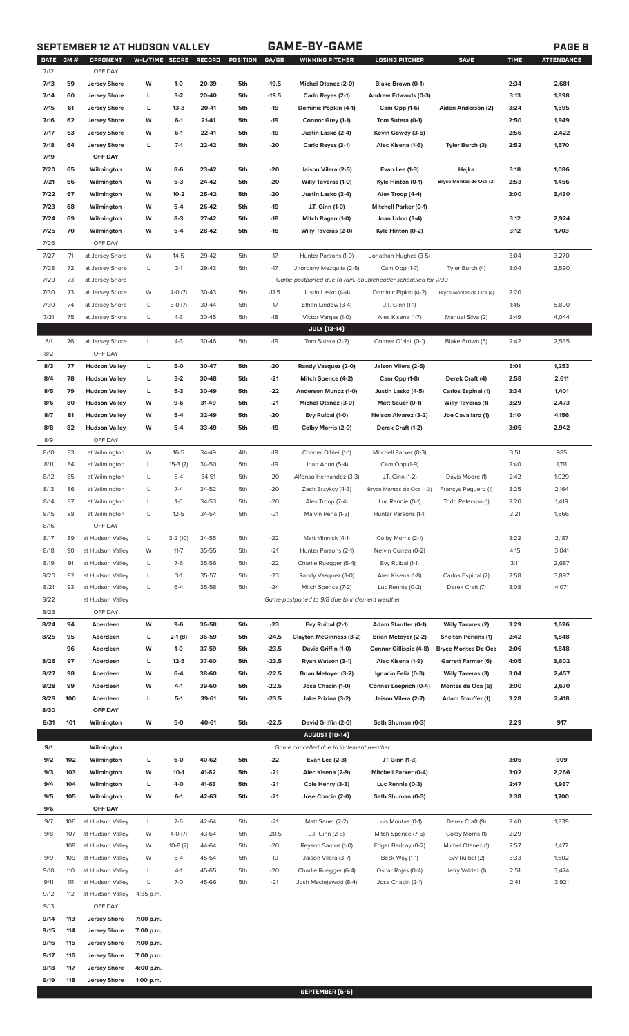# SEPTEMBER 12 AT HUDSON VALLEY — GAME-BY-GAME

| DATE | GM # | OPPONENT | W-L/TIME | SCORE | RECORD | POSITION | GA/GB | WINNING PITCHER | LOSING PITCHER | SAVE | TIME | ATTENDANCE |
|---|---|---|---|---|---|---|---|---|---|---|---|---|
| 7/12 | | OFF DAY | | | | | | | | | | |
| 7/13 | 59 | Jersey Shore | W | 1-0 | 20-39 | 5th | -19.5 | Michel Otanez (2-0) | Blake Brown (0-1) | | 2:34 | 2,681 |
| 7/14 | 60 | Jersey Shore | L | 3-2 | 20-40 | 5th | -19.5 | Carlo Reyes (2-1) | Andrew Edwards (0-3) | | 3:13 | 1,898 |
| 7/15 | 61 | Jersey Shore | L | 13-3 | 20-41 | 5th | -19 | Dominic Popkin (4-1) | Cam Opp (1-6) | Aiden Anderson (2) | 3:24 | 1,595 |
| 7/16 | 62 | Jersey Shore | W | 6-1 | 21-41 | 5th | -19 | Connor Grey (1-1) | Tom Sutera (0-1) | | 2:50 | 1,949 |
| 7/17 | 63 | Jersey Shore | W | 6-1 | 22-41 | 5th | -19 | Justin Lasko (2-4) | Kevin Gowdy (3-5) | | 2:56 | 2,422 |
| 7/18 | 64 | Jersey Shore | L | 7-1 | 22-42 | 5th | -20 | Carlo Reyes (3-1) | Alec Kisena (1-6) | Tyler Burch (3) | 2:52 | 1,570 |
| 7/19 | | OFF DAY | | | | | | | | | | |
| 7/20 | 65 | Wilmington | W | 8-6 | 23-42 | 5th | -20 | Jaison Vilera (2-5) | Evan Lee (1-3) | Hejka | 3:18 | 1,086 |
| 7/21 | 66 | Wilmington | W | 5-3 | 24-42 | 5th | -20 | Willy Taveras (1-0) | Kyle Hinton (0-1) | Bryce Montes de Oca (3) | 2:53 | 1,456 |
| 7/22 | 67 | Wilmington | W | 10-2 | 25-42 | 5th | -20 | Justin Lasko (3-4) | Alex Troop (4-4) | | 3:00 | 3,430 |
| 7/23 | 68 | Wilmington | W | 5-4 | 26-42 | 5th | -19 | J.T. Ginn (1-0) | Mitchell Parker (0-1) | | | |
| 7/24 | 69 | Wilmington | W | 8-3 | 27-42 | 5th | -18 | Mitch Ragan (1-0) | Joan Udon (3-4) | | 3:12 | 2,924 |
| 7/25 | 70 | Wilmington | W | 5-4 | 28-42 | 5th | -18 | Willy Taveras (2-0) | Kyle Hinton (0-2) | | 3:12 | 1,703 |
| 7/26 | | OFF DAY | | | | | | | | | | |
| 7/27 | 71 | at Jersey Shore | W | 14-5 | 29-42 | 5th | -17 | Hunter Parsons (1-0) | Jonathan Hughes (3-5) | | 3:04 | 3,270 |
| 7/28 | 72 | at Jersey Shore | L | 3-1 | 29-43 | 5th | -17 | Jhordany Mezquita (2-5) | Cam Opp (1-7) | Tyler Burch (4) | 3:04 | 2,590 |
| 7/29 | 73 | at Jersey Shore | | | | | | Game postponed due to rain, doubleheader scheduled for 7/30 | | | | |
| 7/30 | 73 | at Jersey Shore | W | 4-0 (7) | 30-43 | 5th | -17.5 | Justin Lasko (4-4) | Dominic Pipkin (4-2) | Bryce Montes de Oca (4) | 2:20 | |
| 7/30 | 74 | at Jersey Shore | L | 3-0 (7) | 30-44 | 5th | -17 | Ethan Lindow (3-4) | J.T. Ginn (1-1) | | 1:46 | 5,890 |
| 7/31 | 75 | at Jersey Shore | L | 4-3 | 30-45 | 5th | -18 | Victor Vargas (1-0) | Alec Kisena (1-7) | Manuel Silva (2) | 2:49 | 4,044 |
| | | | | | | | | JULY [13-14] | | | | |
| 8/1 | 76 | at Jersey Shore | L | 4-3 | 30-46 | 5th | -19 | Tom Sutera (2-2) | Conner O'Neil (0-1) | Blake Brown (5) | 2:42 | 2,535 |
| 8/2 | | OFF DAY | | | | | | | | | | |
| 8/3 | 77 | Hudson Valley | L | 5-0 | 30-47 | 5th | -20 | Randy Vasquez (2-0) | Jaison Vilera (2-6) | | 3:01 | 1,253 |
| 8/4 | 78 | Hudson Valley | L | 3-2 | 30-48 | 5th | -21 | Mitch Spence (4-2) | Cam Opp (1-8) | Derek Craft (4) | 2:58 | 2,611 |
| 8/5 | 79 | Hudson Valley | L | 5-3 | 30-49 | 5th | -22 | Anderson Munoz (1-0) | Justin Lasko (4-5) | Carlos Espinal (1) | 3:34 | 1,401 |
| 8/6 | 80 | Hudson Valley | W | 9-6 | 31-49 | 5th | -21 | Michel Otanez (3-0) | Matt Sauer (0-1) | Willy Taveras (1) | 3:29 | 2,473 |
| 8/7 | 81 | Hudson Valley | W | 5-4 | 32-49 | 5th | -20 | Evy Ruibal (1-0) | Nelson Alvarez (3-2) | Joe Cavallaro (1) | 3:10 | 4,156 |
| 8/8 | 82 | Hudson Valley | W | 5-4 | 33-49 | 5th | -19 | Colby Morris (2-0) | Derek Craft (1-2) | | 3:05 | 2,942 |
| 8/9 | | OFF DAY | | | | | | | | | | |
| 8/10 | 83 | at Wilmington | W | 16-5 | 34-49 | 4th | -19 | Conner O'Neil (1-1) | Mitchell Parker (0-3) | | 3:51 | 985 |
| 8/11 | 84 | at Wilmington | L | 15-3 (7) | 34-50 | 5th | -19 | Joan Adon (5-4) | Cam Opp (1-9) | | 2:40 | 1,711 |
| 8/12 | 85 | at Wilmington | L | 5-4 | 34-51 | 5th | -20 | Alfonso Hernandez (3-3) | J.T. Ginn (1-2) | Davis Moore (1) | 2:42 | 1,029 |
| 8/13 | 86 | at Wilmington | L | 7-4 | 34-52 | 5th | -20 | Zach Brzykcy (4-3) | Bryce Montes de Oca (1-3) | Francys Peguero (1) | 3:25 | 2,164 |
| 8/14 | 87 | at Wilmington | L | 1-0 | 34-53 | 5th | -20 | Alex Troop (7-4) | Luc Rennie (0-1) | Todd Peterson (1) | 2:20 | 1,419 |
| 8/15 | 88 | at Wilmington | L | 12-5 | 34-54 | 5th | -21 | Malvin Pena (1-3) | Hunter Parsons (1-1) | | 3:21 | 1,666 |
| 8/16 | | OFF DAY | | | | | | | | | | |
| 8/17 | 89 | at Hudson Valley | L | 3-2 (10) | 34-55 | 5th | -22 | Matt Minnick (4-1) | Colby Morris (2-1) | | 3:22 | 2,187 |
| 8/18 | 90 | at Hudson Valley | W | 11-7 | 35-55 | 5th | -21 | Hunter Parsons (2-1) | Nelvin Correa (0-2) | | 4:15 | 3,041 |
| 8/19 | 91 | at Hudson Valley | L | 7-6 | 35-56 | 5th | -22 | Charlie Ruegger (5-4) | Evy Ruibal (1-1) | | 3:11 | 2,687 |
| 8/20 | 92 | at Hudson Valley | L | 3-1 | 35-57 | 5th | -23 | Randy Vasquez (3-0) | Alec Kisena (1-8) | Carlos Espinal (2) | 2:58 | 3,897 |
| 8/21 | 93 | at Hudson Valley | L | 6-4 | 35-58 | 5th | -24 | Mitch Spence (7-2) | Luc Rennie (0-2) | Derek Craft (7) | 3:08 | 4,071 |
| 8/22 | | at Hudson Valley | | | | | | Game postponed to 9/8 due to inclement weather | | | | |
| 8/23 | | OFF DAY | | | | | | | | | | |
| 8/24 | 94 | Aberdeen | W | 9-6 | 36-58 | 5th | -23 | Evy Ruibal (2-1) | Adam Stauffer (0-1) | Willy Tavares (2) | 3:29 | 1,626 |
| 8/25 | 95 | Aberdeen | L | 2-1 (8) | 36-59 | 5th | -24.5 | Clayton McGinness (3-2) | Brian Metoyer (2-2) | Shelton Perkins (1) | 2:42 | 1,848 |
| | 96 | Aberdeen | W | 1-0 | 37-59 | 5th | -23.5 | David Griffin (1-0) | Connor Gillispie (4-8) | Bryce Montes de Oca | 2:06 | 1,848 |
| 8/26 | 97 | Aberdeen | L | 12-5 | 37-60 | 5th | -23.5 | Ryan Watson (3-1) | Alec Kisena (1-9) | Garrett Farmer (6) | 4:05 | 3,602 |
| 8/27 | 98 | Aberdeen | W | 6-4 | 38-60 | 5th | -22.5 | Brian Metoyer (3-2) | Ignacio Feliz (0-3) | Willy Taveras (3) | 3:04 | 2,457 |
| 8/28 | 99 | Aberdeen | W | 4-1 | 39-60 | 5th | -22.5 | Jose Chacin (1-0) | Conner Loeprich (0-4) | Montes de Oca (6) | 3:00 | 2,670 |
| 8/29 | 100 | Aberdeen | L | 5-1 | 39-61 | 5th | -23.5 | Jake Prizina (3-2) | Jaison Vilera (2-7) | Adam Stauffer (1) | 3:28 | 2,418 |
| 8/30 | | OFF DAY | | | | | | | | | | |
| 8/31 | 101 | Wilmington | W | 5-0 | 40-61 | 5th | -22.5 | David Griffin (2-0) | Seth Shuman (0-3) | | 2:29 | 917 |
| | | | | | | | | AUGUST [10-14] | | | | |
| 9/1 | | Wilmington | | | | | | Game cancelled due to inclement weather | | | | |
| 9/2 | 102 | Wilmington | L | 6-0 | 40-62 | 5th | -22 | Evan Lee (2-3) | JT Ginn (1-3) | | 3:05 | 909 |
| 9/3 | 103 | Wilmington | W | 10-1 | 41-62 | 5th | -21 | Alec Kisena (2-9) | Mitchell Parker (0-4) | | 3:02 | 2,266 |
| 9/4 | 104 | Wilmington | L | 4-0 | 41-63 | 5th | -21 | Cole Henry (3-3) | Luc Rennie (0-3) | | 2:47 | 1,937 |
| 9/5 | 105 | Wilmington | W | 6-1 | 42-63 | 5th | -21 | Jose Chacin (2-0) | Seth Shuman (0-3) | | 2:38 | 1,700 |
| 9/6 | | OFF DAY | | | | | | | | | | |
| 9/7 | 106 | at Hudson Valley | L | 7-6 | 42-64 | 5th | -21 | Matt Sauer (2-2) | Luis Montas (0-1) | Derek Craft (9) | 2:40 | 1,839 |
| 9/8 | 107 | at Hudson Valley | W | 4-0 (7) | 43-64 | 5th | -20.5 | J.T. Ginn (2-3) | Mitch Spence (7-5) | Colby Morris (1) | 2:29 | |
| | 108 | at Hudson Valley | W | 10-8 (7) | 44-64 | 5th | -20 | Reyson Santos (1-0) | Edgar Barlcay (0-2) | Michel Otanez (1) | 2:57 | 1,477 |
| 9/9 | 109 | at Hudson Valley | W | 6-4 | 45-64 | 5th | -19 | Jaison Vilera (3-7) | Beck Way (1-1) | Evy Ruibal (2) | 3:33 | 1,502 |
| 9/10 | 110 | at Hudson Valley | L | 4-1 | 45-65 | 5th | -20 | Charlie Ruegger (6-4) | Oscar Rojas (0-4) | Jefry Valdez (1) | 2:51 | 3,474 |
| 9/11 | 111 | at Hudson Valley | L | 7-0 | 45-66 | 5th | -21 | Josh Maciejewski (8-4) | Jose Chacin (2-1) | | 2:41 | 3,921 |
| 9/12 | 112 | at Hudson Valley | 4:35 p.m. | | | | | | | | | |
| 9/13 | | OFF DAY | | | | | | | | | | |
| 9/14 | 113 | Jersey Shore | 7:00 p.m. | | | | | | | | | |
| 9/15 | 114 | Jersey Shore | 7:00 p.m. | | | | | | | | | |
| 9/16 | 115 | Jersey Shore | 7:00 p.m. | | | | | | | | | |
| 9/17 | 116 | Jersey Shore | 7:00 p.m. | | | | | | | | | |
| 9/18 | 117 | Jersey Shore | 4:00 p.m. | | | | | | | | | |
| 9/19 | 118 | Jersey Shore | 1:00 p.m. | | | | | | | | | |
| | | | | | | | | SEPTEMBER [5-5] | | | | |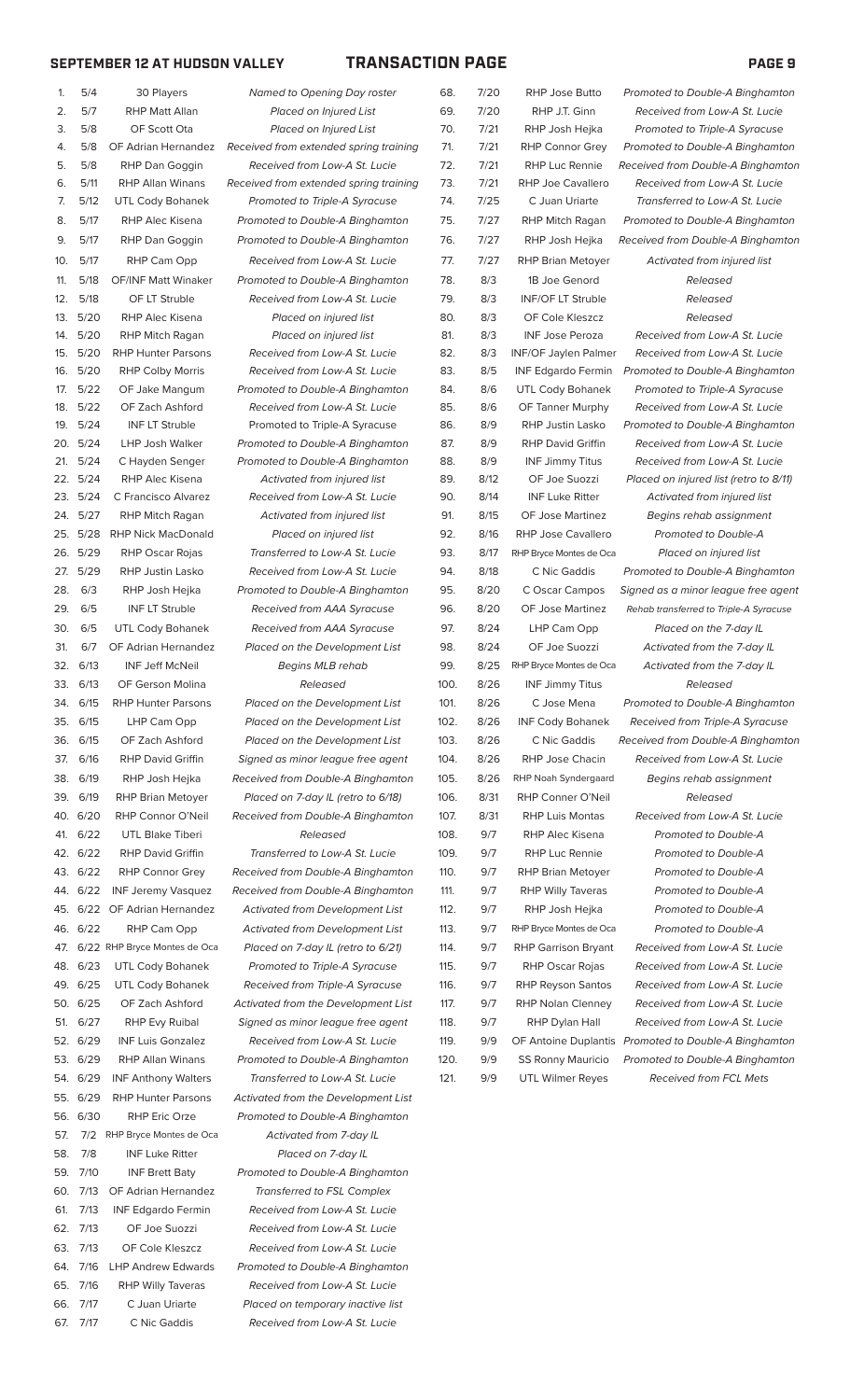## TRANSACTION PAGE

SEPTEMBER 12 AT HUDSON VALLEY

| | | | |
|---|---|---|---|
| 1. | 5/4 | 30 Players | Named to Opening Day roster |
| 2. | 5/7 | RHP Matt Allan | Placed on Injured List |
| 3. | 5/8 | OF Scott Ota | Placed on Injured List |
| 4. | 5/8 | OF Adrian Hernandez | Received from extended spring training |
| 5. | 5/8 | RHP Dan Goggin | Received from Low-A St. Lucie |
| 6. | 5/11 | RHP Allan Winans | Received from extended spring training |
| 7. | 5/12 | UTL Cody Bohanek | Promoted to Triple-A Syracuse |
| 8. | 5/17 | RHP Alec Kisena | Promoted to Double-A Binghamton |
| 9. | 5/17 | RHP Dan Goggin | Promoted to Double-A Binghamton |
| 10. | 5/17 | RHP Cam Opp | Received from Low-A St. Lucie |
| 11. | 5/18 | OF/INF Matt Winaker | Promoted to Double-A Binghamton |
| 12. | 5/18 | OF LT Struble | Received from Low-A St. Lucie |
| 13. | 5/20 | RHP Alec Kisena | Placed on injured list |
| 14. | 5/20 | RHP Mitch Ragan | Placed on injured list |
| 15. | 5/20 | RHP Hunter Parsons | Received from Low-A St. Lucie |
| 16. | 5/20 | RHP Colby Morris | Received from Low-A St. Lucie |
| 17. | 5/22 | OF Jake Mangum | Promoted to Double-A Binghamton |
| 18. | 5/22 | OF Zach Ashford | Received from Low-A St. Lucie |
| 19. | 5/24 | INF LT Struble | Promoted to Triple-A Syracuse |
| 20. | 5/24 | LHP Josh Walker | Promoted to Double-A Binghamton |
| 21. | 5/24 | C Hayden Senger | Promoted to Double-A Binghamton |
| 22. | 5/24 | RHP Alec Kisena | Activated from injured list |
| 23. | 5/24 | C Francisco Alvarez | Received from Low-A St. Lucie |
| 24. | 5/27 | RHP Mitch Ragan | Activated from injured list |
| 25. | 5/28 | RHP Nick MacDonald | Placed on injured list |
| 26. | 5/29 | RHP Oscar Rojas | Transferred to Low-A St. Lucie |
| 27. | 5/29 | RHP Justin Lasko | Received from Low-A St. Lucie |
| 28. | 6/3 | RHP Josh Hejka | Promoted to Double-A Binghamton |
| 29. | 6/5 | INF LT Struble | Received from AAA Syracuse |
| 30. | 6/5 | UTL Cody Bohanek | Received from AAA Syracuse |
| 31. | 6/7 | OF Adrian Hernandez | Placed on the Development List |
| 32. | 6/13 | INF Jeff McNeil | Begins MLB rehab |
| 33. | 6/13 | OF Gerson Molina | Released |
| 34. | 6/15 | RHP Hunter Parsons | Placed on the Development List |
| 35. | 6/15 | LHP Cam Opp | Placed on the Development List |
| 36. | 6/15 | OF Zach Ashford | Placed on the Development List |
| 37. | 6/16 | RHP David Griffin | Signed as minor league free agent |
| 38. | 6/19 | RHP Josh Hejka | Received from Double-A Binghamton |
| 39. | 6/19 | RHP Brian Metoyer | Placed on 7-day IL (retro to 6/18) |
| 40. | 6/20 | RHP Connor O'Neil | Received from Double-A Binghamton |
| 41. | 6/22 | UTL Blake Tiberi | Released |
| 42. | 6/22 | RHP David Griffin | Transferred to Low-A St. Lucie |
| 43. | 6/22 | RHP Connor Grey | Received from Double-A Binghamton |
| 44. | 6/22 | INF Jeremy Vasquez | Received from Double-A Binghamton |
| 45. | 6/22 | OF Adrian Hernandez | Activated from Development List |
| 46. | 6/22 | RHP Cam Opp | Activated from Development List |
| 47. | 6/22 | RHP Bryce Montes de Oca | Placed on 7-day IL (retro to 6/21) |
| 48. | 6/23 | UTL Cody Bohanek | Promoted to Triple-A Syracuse |
| 49. | 6/25 | UTL Cody Bohanek | Received from Triple-A Syracuse |
| 50. | 6/25 | OF Zach Ashford | Activated from the Development List |
| 51. | 6/27 | RHP Evy Ruibal | Signed as minor league free agent |
| 52. | 6/29 | INF Luis Gonzalez | Received from Low-A St. Lucie |
| 53. | 6/29 | RHP Allan Winans | Promoted to Double-A Binghamton |
| 54. | 6/29 | INF Anthony Walters | Transferred to Low-A St. Lucie |
| 55. | 6/29 | RHP Hunter Parsons | Activated from the Development List |
| 56. | 6/30 | RHP Eric Orze | Promoted to Double-A Binghamton |
| 57. | 7/2 | RHP Bryce Montes de Oca | Activated from 7-day IL |
| 58. | 7/8 | INF Luke Ritter | Placed on 7-day IL |
| 59. | 7/10 | INF Brett Baty | Promoted to Double-A Binghamton |
| 60. | 7/13 | OF Adrian Hernandez | Transferred to FSL Complex |
| 61. | 7/13 | INF Edgardo Fermin | Received from Low-A St. Lucie |
| 62. | 7/13 | OF Joe Suozzi | Received from Low-A St. Lucie |
| 63. | 7/13 | OF Cole Kleszcz | Received from Low-A St. Lucie |
| 64. | 7/16 | LHP Andrew Edwards | Promoted to Double-A Binghamton |
| 65. | 7/16 | RHP Willy Taveras | Received from Low-A St. Lucie |
| 66. | 7/17 | C Juan Uriarte | Placed on temporary inactive list |
| 67. | 7/17 | C Nic Gaddis | Received from Low-A St. Lucie |
| 68. | 7/20 | RHP Jose Butto | Promoted to Double-A Binghamton |
| 69. | 7/20 | RHP J.T. Ginn | Received from Low-A St. Lucie |
| 70. | 7/21 | RHP Josh Hejka | Promoted to Triple-A Syracuse |
| 71. | 7/21 | RHP Connor Grey | Promoted to Double-A Binghamton |
| 72. | 7/21 | RHP Luc Rennie | Received from Double-A Binghamton |
| 73. | 7/21 | RHP Joe Cavallero | Received from Low-A St. Lucie |
| 74. | 7/25 | C Juan Uriarte | Transferred to Low-A St. Lucie |
| 75. | 7/27 | RHP Mitch Ragan | Promoted to Double-A Binghamton |
| 76. | 7/27 | RHP Josh Hejka | Received from Double-A Binghamton |
| 77. | 7/27 | RHP Brian Metoyer | Activated from injured list |
| 78. | 8/3 | 1B Joe Genord | Released |
| 79. | 8/3 | INF/OF LT Struble | Released |
| 80. | 8/3 | OF Cole Kleszcz | Released |
| 81. | 8/3 | INF Jose Peroza | Received from Low-A St. Lucie |
| 82. | 8/3 | INF/OF Jaylen Palmer | Received from Low-A St. Lucie |
| 83. | 8/5 | INF Edgardo Fermin | Promoted to Double-A Binghamton |
| 84. | 8/6 | UTL Cody Bohanek | Promoted to Triple-A Syracuse |
| 85. | 8/6 | OF Tanner Murphy | Received from Low-A St. Lucie |
| 86. | 8/9 | RHP Justin Lasko | Promoted to Double-A Binghamton |
| 87. | 8/9 | RHP David Griffin | Received from Low-A St. Lucie |
| 88. | 8/9 | INF Jimmy Titus | Received from Low-A St. Lucie |
| 89. | 8/12 | OF Joe Suozzi | Placed on injured list (retro to 8/11) |
| 90. | 8/14 | INF Luke Ritter | Activated from injured list |
| 91. | 8/15 | OF Jose Martinez | Begins rehab assignment |
| 92. | 8/16 | RHP Jose Cavallero | Promoted to Double-A |
| 93. | 8/17 | RHP Bryce Montes de Oca | Placed on injured list |
| 94. | 8/18 | C Nic Gaddis | Promoted to Double-A Binghamton |
| 95. | 8/20 | C Oscar Campos | Signed as a minor league free agent |
| 96. | 8/20 | OF Jose Martinez | Rehab transferred to Triple-A Syracuse |
| 97. | 8/24 | LHP Cam Opp | Placed on the 7-day IL |
| 98. | 8/24 | OF Joe Suozzi | Activated from the 7-day IL |
| 99. | 8/25 | RHP Bryce Montes de Oca | Activated from the 7-day IL |
| 100. | 8/26 | INF Jimmy Titus | Released |
| 101. | 8/26 | C Jose Mena | Promoted to Double-A Binghamton |
| 102. | 8/26 | INF Cody Bohanek | Received from Triple-A Syracuse |
| 103. | 8/26 | C Nic Gaddis | Received from Double-A Binghamton |
| 104. | 8/26 | RHP Jose Chacin | Received from Low-A St. Lucie |
| 105. | 8/26 | RHP Noah Syndergaard | Begins rehab assignment |
| 106. | 8/31 | RHP Conner O'Neil | Released |
| 107. | 8/31 | RHP Luis Montas | Received from Low-A St. Lucie |
| 108. | 9/7 | RHP Alec Kisena | Promoted to Double-A |
| 109. | 9/7 | RHP Luc Rennie | Promoted to Double-A |
| 110. | 9/7 | RHP Brian Metoyer | Promoted to Double-A |
| 111. | 9/7 | RHP Willy Taveras | Promoted to Double-A |
| 112. | 9/7 | RHP Josh Hejka | Promoted to Double-A |
| 113. | 9/7 | RHP Bryce Montes de Oca | Promoted to Double-A |
| 114. | 9/7 | RHP Garrison Bryant | Received from Low-A St. Lucie |
| 115. | 9/7 | RHP Oscar Rojas | Received from Low-A St. Lucie |
| 116. | 9/7 | RHP Reyson Santos | Received from Low-A St. Lucie |
| 117. | 9/7 | RHP Nolan Clenney | Received from Low-A St. Lucie |
| 118. | 9/7 | RHP Dylan Hall | Received from Low-A St. Lucie |
| 119. | 9/9 | OF Antoine Duplantis | Promoted to Double-A Binghamton |
| 120. | 9/9 | SS Ronny Mauricio | Promoted to Double-A Binghamton |
| 121. | 9/9 | UTL Wilmer Reyes | Received from FCL Mets |